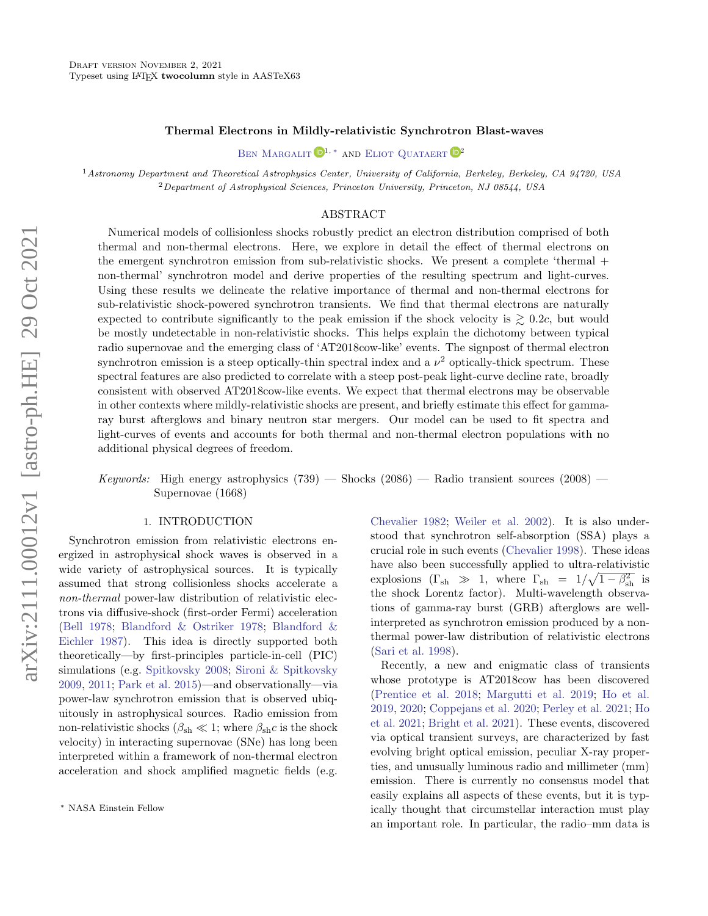# Thermal Electrons in Mildly-relativistic Synchrotron Blast-waves

Ben Margalit[1,*] and Eliot Quataert[2]

[1] *Astronomy Department and Theoretical Astrophysics Center, University of California, Berkeley, Berkeley, CA 94720, USA*

[2] *Department of Astrophysical Sciences, Princeton University, Princeton, NJ 08544, USA*

## ABSTRACT

Numerical models of collisionless shocks robustly predict an electron distribution comprised of both thermal and non-thermal electrons. Here, we explore in detail the effect of thermal electrons on the emergent synchrotron emission from sub-relativistic shocks. We present a complete 'thermal + non-thermal' synchrotron model and derive properties of the resulting spectrum and light-curves. Using these results we delineate the relative importance of thermal and non-thermal electrons for sub-relativistic shock-powered synchrotron transients. We find that thermal electrons are naturally expected to contribute significantly to the peak emission if the shock velocity is $\gtrsim 0.2c$, but would be mostly undetectable in non-relativistic shocks. This helps explain the dichotomy between typical radio supernovae and the emerging class of 'AT2018cow-like' events. The signpost of thermal electron synchrotron emission is a steep optically-thin spectral index and a $\nu^2$ optically-thick spectrum. These spectral features are also predicted to correlate with a steep post-peak light-curve decline rate, broadly consistent with observed AT2018cow-like events. We expect that thermal electrons may be observable in other contexts where mildly-relativistic shocks are present, and briefly estimate this effect for gamma-ray burst afterglows and binary neutron star mergers. Our model can be used to fit spectra and light-curves of events and accounts for both thermal and non-thermal electron populations with no additional physical degrees of freedom.

*Keywords:* High energy astrophysics (739) — Shocks (2086) — Radio transient sources (2008) — Supernovae (1668)

## 1. INTRODUCTION

Synchrotron emission from relativistic electrons energized in astrophysical shock waves is observed in a wide variety of astrophysical sources. It is typically assumed that strong collisionless shocks accelerate a *non-thermal* power-law distribution of relativistic electrons via diffusive-shock (first-order Fermi) acceleration (Bell 1978; Blandford & Ostriker 1978; Blandford & Eichler 1987). This idea is directly supported both theoretically—by first-principles particle-in-cell (PIC) simulations (e.g. Spitkovsky 2008; Sironi & Spitkovsky 2009, 2011; Park et al. 2015)—and observationally—via power-law synchrotron emission that is observed ubiquitously in astrophysical sources. Radio emission from non-relativistic shocks ($\beta_{\rm sh} \ll 1$; where $\beta_{\rm sh} c$ is the shock velocity) in interacting supernovae (SNe) has long been interpreted within a framework of non-thermal electron acceleration and shock amplified magnetic fields (e.g. Chevalier 1982; Weiler et al. 2002). It is also understood that synchrotron self-absorption (SSA) plays a crucial role in such events (Chevalier 1998). These ideas have also been successfully applied to ultra-relativistic explosions ($\Gamma_{\rm sh} \gg 1$, where $\Gamma_{\rm sh} = 1/\sqrt{1-\beta_{\rm sh}^2}$ is the shock Lorentz factor). Multi-wavelength observations of gamma-ray burst (GRB) afterglows are well-interpreted as synchrotron emission produced by a non-thermal power-law distribution of relativistic electrons (Sari et al. 1998).

Recently, a new and enigmatic class of transients whose prototype is AT2018cow has been discovered (Prentice et al. 2018; Margutti et al. 2019; Ho et al. 2019, 2020; Coppejans et al. 2020; Perley et al. 2021; Ho et al. 2021; Bright et al. 2021). These events, discovered via optical transient surveys, are characterized by fast evolving bright optical emission, peculiar X-ray properties, and unusually luminous radio and millimeter (mm) emission. There is currently no consensus model that easily explains all aspects of these events, but it is typically thought that circumstellar interaction must play an important role. In particular, the radio–mm data is

* NASA Einstein Fellow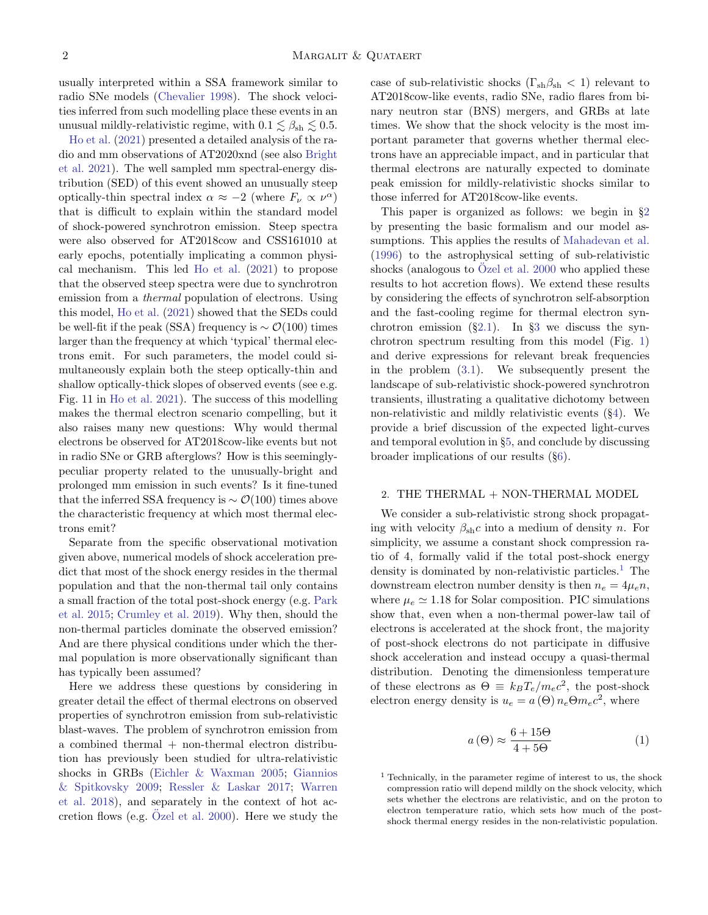usually interpreted within a SSA framework similar to radio SNe models (Chevalier 1998). The shock velocities inferred from such modelling place these events in an unusual mildly-relativistic regime, with $0.1 \lesssim \beta_{\rm sh} \lesssim 0.5$.

Ho et al. (2021) presented a detailed analysis of the radio and mm observations of AT2020xnd (see also Bright et al. 2021). The well sampled mm spectral-energy distribution (SED) of this event showed an unusually steep optically-thin spectral index $\alpha \approx -2$ (where $F_\nu \propto \nu^\alpha$) that is difficult to explain within the standard model of shock-powered synchrotron emission. Steep spectra were also observed for AT2018cow and CSS161010 at early epochs, potentially implicating a common physical mechanism. This led Ho et al. (2021) to propose that the observed steep spectra were due to synchrotron emission from a *thermal* population of electrons. Using this model, Ho et al. (2021) showed that the SEDs could be well-fit if the peak (SSA) frequency is $\sim \mathcal{O}(100)$ times larger than the frequency at which 'typical' thermal electrons emit. For such parameters, the model could simultaneously explain both the steep optically-thin and shallow optically-thick slopes of observed events (see e.g. Fig. 11 in Ho et al. 2021). The success of this modelling makes the thermal electron scenario compelling, but it also raises many new questions: Why would thermal electrons be observed for AT2018cow-like events but not in radio SNe or GRB afterglows? How is this seemingly-peculiar property related to the unusually-bright and prolonged mm emission in such events? Is it fine-tuned that the inferred SSA frequency is $\sim \mathcal{O}(100)$ times above the characteristic frequency at which most thermal electrons emit?

Separate from the specific observational motivation given above, numerical models of shock acceleration predict that most of the shock energy resides in the thermal population and that the non-thermal tail only contains a small fraction of the total post-shock energy (e.g. Park et al. 2015; Crumley et al. 2019). Why then, should the non-thermal particles dominate the observed emission? And are there physical conditions under which the thermal population is more observationally significant than has typically been assumed?

Here we address these questions by considering in greater detail the effect of thermal electrons on observed properties of synchrotron emission from sub-relativistic blast-waves. The problem of synchrotron emission from a combined thermal + non-thermal electron distribution has previously been studied for ultra-relativistic shocks in GRBs (Eichler & Waxman 2005; Giannios & Spitkovsky 2009; Ressler & Laskar 2017; Warren et al. 2018), and separately in the context of hot accretion flows (e.g. Özel et al. 2000). Here we study the case of sub-relativistic shocks ($\Gamma_{\rm sh}\beta_{\rm sh} < 1$) relevant to AT2018cow-like events, radio SNe, radio flares from binary neutron star (BNS) mergers, and GRBs at late times. We show that the shock velocity is the most important parameter that governs whether thermal electrons have an appreciable impact, and in particular that thermal electrons are naturally expected to dominate peak emission for mildly-relativistic shocks similar to those inferred for AT2018cow-like events.

This paper is organized as follows: we begin in §2 by presenting the basic formalism and our model assumptions. This applies the results of Mahadevan et al. (1996) to the astrophysical setting of sub-relativistic shocks (analogous to Özel et al. 2000 who applied these results to hot accretion flows). We extend these results by considering the effects of synchrotron self-absorption and the fast-cooling regime for thermal electron synchrotron emission (§2.1). In §3 we discuss the synchrotron spectrum resulting from this model (Fig. 1) and derive expressions for relevant break frequencies in the problem (3.1). We subsequently present the landscape of sub-relativistic shock-powered synchrotron transients, illustrating a qualitative dichotomy between non-relativistic and mildly relativistic events (§4). We provide a brief discussion of the expected light-curves and temporal evolution in §5, and conclude by discussing broader implications of our results (§6).

## 2. THE THERMAL + NON-THERMAL MODEL

We consider a sub-relativistic strong shock propagating with velocity $\beta_{\rm sh} c$ into a medium of density $n$. For simplicity, we assume a constant shock compression ratio of 4, formally valid if the total post-shock energy density is dominated by non-relativistic particles.[1] The downstream electron number density is then $n_e = 4\mu_e n$, where $\mu_e \simeq 1.18$ for Solar composition. PIC simulations show that, even when a non-thermal power-law tail of electrons is accelerated at the shock front, the majority of post-shock electrons do not participate in diffusive shock acceleration and instead occupy a quasi-thermal distribution. Denoting the dimensionless temperature of these electrons as $\Theta \equiv k_B T_e / m_e c^2$, the post-shock electron energy density is $u_e = a(\Theta)\, n_e \Theta m_e c^2$, where

$$a(\Theta) \approx \frac{6 + 15\Theta}{4 + 5\Theta} \tag{1}$$

[1] Technically, in the parameter regime of interest to us, the shock compression ratio will depend mildly on the shock velocity, which sets whether the electrons are relativistic, and on the proton to electron temperature ratio, which sets how much of the post-shock thermal energy resides in the non-relativistic population.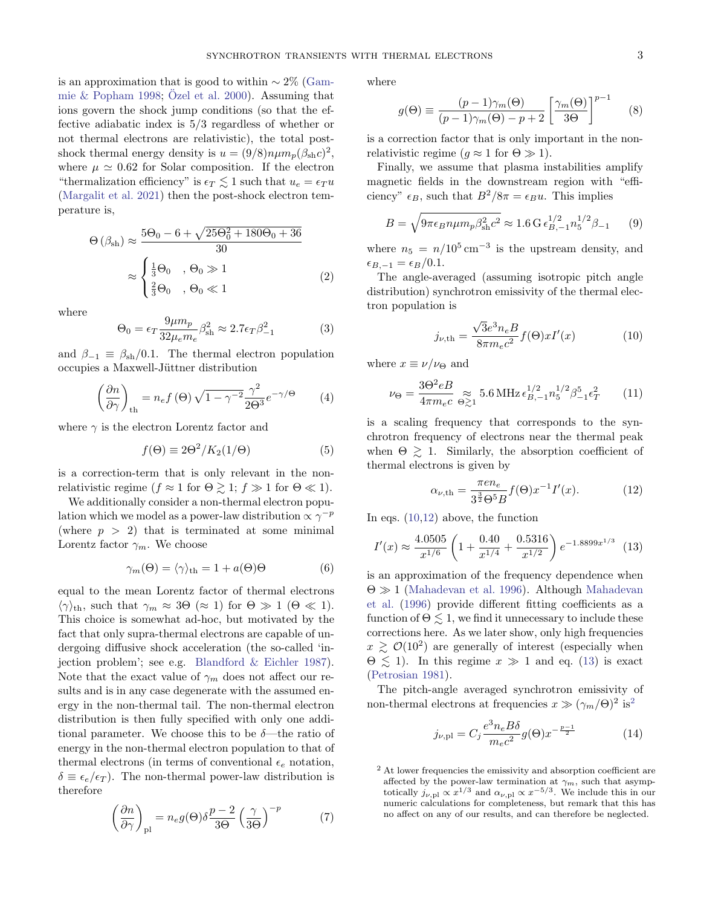is an approximation that is good to within $\sim 2\%$ (Gammie & Popham 1998; Özel et al. 2000). Assuming that ions govern the shock jump conditions (so that the effective adiabatic index is 5/3 regardless of whether or not thermal electrons are relativistic), the total post-shock thermal energy density is $u = (9/8) n \mu m_p (\beta_{\rm sh} c)^2$, where $\mu \simeq 0.62$ for Solar composition. If the electron "thermalization efficiency" is $\epsilon_T \lesssim 1$ such that $u_e = \epsilon_T u$ (Margalit et al. 2021) then the post-shock electron temperature is,

$$\Theta\left(\beta_{\rm sh}\right) \approx \frac{5\Theta_0 - 6 + \sqrt{25\Theta_0^2 + 180\Theta_0 + 36}}{30} \approx \begin{cases} \frac{1}{3}\Theta_0 & , \Theta_0 \gg 1 \\ \frac{2}{3}\Theta_0 & , \Theta_0 \ll 1 \end{cases} \tag{2}$$

where

$$\Theta_0 = \epsilon_T \frac{9 \mu m_p}{32 \mu_e m_e} \beta_{\rm sh}^2 \approx 2.7 \epsilon_T \beta_{-1}^2 \tag{3}$$

and $\beta_{-1} \equiv \beta_{\rm sh}/0.1$. The thermal electron population occupies a Maxwell-Jüttner distribution

$$\left(\frac{\partial n}{\partial \gamma}\right)_{\rm th} = n_e f\left(\Theta\right) \sqrt{1-\gamma^{-2}} \frac{\gamma^2}{2\Theta^3} e^{-\gamma/\Theta} \tag{4}$$

where $\gamma$ is the electron Lorentz factor and

$$f(\Theta) \equiv 2\Theta^2 / K_2(1/\Theta) \tag{5}$$

is a correction-term that is only relevant in the non-relativistic regime ($f \approx 1$ for $\Theta \gtrsim 1$; $f \gg 1$ for $\Theta \ll 1$).

We additionally consider a non-thermal electron population which we model as a power-law distribution $\propto \gamma^{-p}$ (where $p > 2$) that is terminated at some minimal Lorentz factor $\gamma_m$. We choose

$$\gamma_m(\Theta) = \langle \gamma \rangle_{\rm th} = 1 + a(\Theta)\Theta \tag{6}$$

equal to the mean Lorentz factor of thermal electrons $\langle \gamma \rangle_{\rm th}$, such that $\gamma_m \approx 3\Theta$ ($\approx 1$) for $\Theta \gg 1$ ($\Theta \ll 1$). This choice is somewhat ad-hoc, but motivated by the fact that only supra-thermal electrons are capable of undergoing diffusive shock acceleration (the so-called 'injection problem'; see e.g. Blandford & Eichler 1987). Note that the exact value of $\gamma_m$ does not affect our results and is in any case degenerate with the assumed energy in the non-thermal tail. The non-thermal electron distribution is then fully specified with only one additional parameter. We choose this to be $\delta$—the ratio of energy in the non-thermal electron population to that of thermal electrons (in terms of conventional $\epsilon_e$ notation, $\delta \equiv \epsilon_e/\epsilon_T$). The non-thermal power-law distribution is therefore

$$\left(\frac{\partial n}{\partial \gamma}\right)_{\rm pl} = n_e g(\Theta) \delta \frac{p-2}{3\Theta} \left(\frac{\gamma}{3\Theta}\right)^{-p} \tag{7}$$

where

$$g(\Theta) \equiv \frac{(p-1)\gamma_m(\Theta)}{(p-1)\gamma_m(\Theta) - p + 2} \left[\frac{\gamma_m(\Theta)}{3\Theta}\right]^{p-1} \tag{8}$$

is a correction factor that is only important in the non-relativistic regime ($g \approx 1$ for $\Theta \gg 1$).

Finally, we assume that plasma instabilities amplify magnetic fields in the downstream region with "efficiency" $\epsilon_B$, such that $B^2/8\pi = \epsilon_B u$. This implies

$$B = \sqrt{9\pi \epsilon_B n \mu m_p \beta_{\rm sh}^2 c^2} \approx 1.6\,{\rm G}\, \epsilon_{B,-1}^{1/2} n_5^{1/2} \beta_{-1} \tag{9}$$

where $n_5 = n/10^5\,{\rm cm}^{-3}$ is the upstream density, and $\epsilon_{B,-1} = \epsilon_B/0.1$.

The angle-averaged (assuming isotropic pitch angle distribution) synchrotron emissivity of the thermal electron population is

$$j_{\nu,{\rm th}} = \frac{\sqrt{3} e^3 n_e B}{8\pi m_e c^2} f(\Theta) x I'(x) \tag{10}$$

where $x \equiv \nu/\nu_\Theta$ and

$$\nu_\Theta = \frac{3\Theta^2 e B}{4\pi m_e c} \underset{\Theta \gtrsim 1}{\approx} 5.6\,{\rm MHz}\, \epsilon_{B,-1}^{1/2} n_5^{1/2} \beta_{-1}^5 \epsilon_T^2 \tag{11}$$

is a scaling frequency that corresponds to the synchrotron frequency of electrons near the thermal peak when $\Theta \gtrsim 1$. Similarly, the absorption coefficient of thermal electrons is given by

$$\alpha_{\nu,{\rm th}} = \frac{\pi e n_e}{3^{\frac{3}{2}} \Theta^5 B} f(\Theta) x^{-1} I'(x). \tag{12}$$

In eqs. (10,12) above, the function

$$I'(x) \approx \frac{4.0505}{x^{1/6}} \left(1 + \frac{0.40}{x^{1/4}} + \frac{0.5316}{x^{1/2}}\right) e^{-1.8899 x^{1/3}} \tag{13}$$

is an approximation of the frequency dependence when $\Theta \gg 1$ (Mahadevan et al. 1996). Although Mahadevan et al. (1996) provide different fitting coefficients as a function of $\Theta \lesssim 1$, we find it unnecessary to include these corrections here. As we later show, only high frequencies $x \gtrsim \mathcal{O}(10^2)$ are generally of interest (especially when $\Theta \lesssim 1$). In this regime $x \gg 1$ and eq. (13) is exact (Petrosian 1981).

The pitch-angle averaged synchrotron emissivity of non-thermal electrons at frequencies $x \gg (\gamma_m/\Theta)^2$ is[2]

$$j_{\nu,{\rm pl}} = C_j \frac{e^3 n_e B \delta}{m_e c^2} g(\Theta) x^{-\frac{p-1}{2}} \tag{14}$$

[2] At lower frequencies the emissivity and absorption coefficient are affected by the power-law termination at $\gamma_m$, such that asymptotically $j_{\nu,{\rm pl}} \propto x^{1/3}$ and $\alpha_{\nu,{\rm pl}} \propto x^{-5/3}$. We include this in our numeric calculations for completeness, but remark that this has no affect on any of our results, and can therefore be neglected.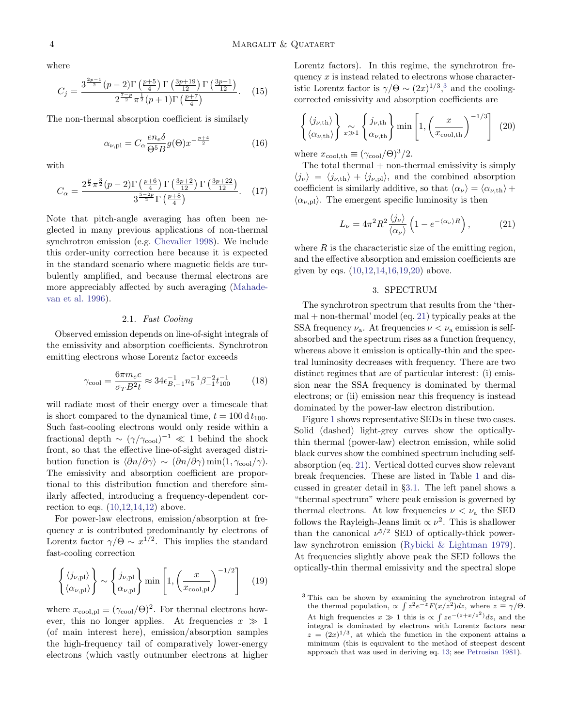where

$$C_j = \frac{3^{\frac{2p-1}{2}}(p-2)\Gamma\left(\frac{p+5}{4}\right)\Gamma\left(\frac{3p+19}{12}\right)\Gamma\left(\frac{3p-1}{12}\right)}{2^{\frac{7-p}{2}}\pi^{\frac{1}{2}}(p+1)\Gamma\left(\frac{p+7}{4}\right)}. \quad (15)$$

The non-thermal absorption coefficient is similarly

$$\alpha_{\nu,\rm pl} = C_\alpha \frac{e n_e \delta}{\Theta^5 B} g(\Theta) x^{-\frac{p+4}{2}} \quad (16)$$

with

$$C_\alpha = \frac{2^{\frac{p}{2}}\pi^{\frac{3}{2}}(p-2)\Gamma\left(\frac{p+6}{4}\right)\Gamma\left(\frac{3p+2}{12}\right)\Gamma\left(\frac{3p+22}{12}\right)}{3^{\frac{5-2p}{2}}\Gamma\left(\frac{p+8}{4}\right)}. \quad (17)$$

Note that pitch-angle averaging has often been neglected in many previous applications of non-thermal synchrotron emission (e.g. Chevalier 1998). We include this order-unity correction here because it is expected in the standard scenario where magnetic fields are turbulently amplified, and because thermal electrons are more appreciably affected by such averaging (Mahadevan et al. 1996).

### 2.1. *Fast Cooling*

Observed emission depends on line-of-sight integrals of the emissivity and absorption coefficients. Synchrotron emitting electrons whose Lorentz factor exceeds

$$\gamma_{\rm cool} = \frac{6\pi m_e c}{\sigma_T B^2 t} \approx 34 \epsilon_{B,-1}^{-1} n_5^{-1} \beta_{-1}^{-2} t_{100}^{-1} \quad (18)$$

will radiate most of their energy over a timescale that is short compared to the dynamical time, $t = 100\,{\rm d}\, t_{100}$. Such fast-cooling electrons would only reside within a fractional depth $\sim (\gamma/\gamma_{\rm cool})^{-1} \ll 1$ behind the shock front, so that the effective line-of-sight averaged distribution function is $\langle \partial n/\partial\gamma \rangle \sim (\partial n/\partial\gamma)\min(1, \gamma_{\rm cool}/\gamma)$. The emissivity and absorption coefficient are proportional to this distribution function and therefore similarly affected, introducing a frequency-dependent correction to eqs. (10,12,14,12) above.

For power-law electrons, emission/absorption at frequency $x$ is contributed predominantly by electrons of Lorentz factor $\gamma/\Theta \sim x^{1/2}$. This implies the standard fast-cooling correction

$$\begin{Bmatrix} \langle j_{\nu,\rm pl} \rangle \\ \langle \alpha_{\nu,\rm pl} \rangle \end{Bmatrix} \sim \begin{Bmatrix} j_{\nu,\rm pl} \\ \alpha_{\nu,\rm pl} \end{Bmatrix} \min\left[1, \left(\frac{x}{x_{\rm cool,pl}}\right)^{-1/2}\right] \quad (19)$$

where $x_{\rm cool,pl} \equiv (\gamma_{\rm cool}/\Theta)^2$. For thermal electrons however, this no longer applies. At frequencies $x \gg 1$ (of main interest here), emission/absorption samples the high-frequency tail of comparatively lower-energy electrons (which vastly outnumber electrons at higher Lorentz factors). In this regime, the synchrotron frequency $x$ is instead related to electrons whose characteristic Lorentz factor is $\gamma/\Theta \sim (2x)^{1/3}$,[3] and the cooling-corrected emissivity and absorption coefficients are

$$\begin{Bmatrix} \langle j_{\nu,\rm th} \rangle \\ \langle \alpha_{\nu,\rm th} \rangle \end{Bmatrix} \underset{x \gg 1}{\sim} \begin{Bmatrix} j_{\nu,\rm th} \\ \alpha_{\nu,\rm th} \end{Bmatrix} \min\left[1, \left(\frac{x}{x_{\rm cool,th}}\right)^{-1/3}\right] \quad (20)$$

where $x_{\rm cool,th} \equiv (\gamma_{\rm cool}/\Theta)^3/2$.

The total thermal + non-thermal emissivity is simply $\langle j_\nu \rangle = \langle j_{\nu,\rm th} \rangle + \langle j_{\nu,\rm pl} \rangle$, and the combined absorption coefficient is similarly additive, so that $\langle \alpha_\nu \rangle = \langle \alpha_{\nu,\rm th} \rangle + \langle \alpha_{\nu,\rm pl} \rangle$. The emergent specific luminosity is then

$$L_\nu = 4\pi^2 R^2 \frac{\langle j_\nu \rangle}{\langle \alpha_\nu \rangle}\left(1 - e^{-\langle \alpha_\nu \rangle R}\right), \quad (21)$$

where $R$ is the characteristic size of the emitting region, and the effective absorption and emission coefficients are given by eqs. (10,12,14,16,19,20) above.

## 3. SPECTRUM

The synchrotron spectrum that results from the 'thermal + non-thermal' model (eq. 21) typically peaks at the SSA frequency $\nu_{\rm a}$. At frequencies $\nu < \nu_{\rm a}$ emission is self-absorbed and the spectrum rises as a function frequency, whereas above it emission is optically-thin and the spectral luminosity decreases with frequency. There are two distinct regimes that are of particular interest: (i) emission near the SSA frequency is dominated by thermal electrons; or (ii) emission near this frequency is instead dominated by the power-law electron distribution.

Figure 1 shows representative SEDs in these two cases. Solid (dashed) light-grey curves show the optically-thin thermal (power-law) electron emission, while solid black curves show the combined spectrum including self-absorption (eq. 21). Vertical dotted curves show relevant break frequencies. These are listed in Table 1 and discussed in greater detail in §3.1. The left panel shows a "thermal spectrum" where peak emission is governed by thermal electrons. At low frequencies $\nu < \nu_{\rm a}$ the SED follows the Rayleigh-Jeans limit $\propto \nu^2$. This is shallower than the canonical $\nu^{5/2}$ SED of optically-thick power-law synchrotron emission (Rybicki & Lightman 1979). At frequencies slightly above peak the SED follows the optically-thin thermal emissivity and the spectral slope

[3] This can be shown by examining the synchrotron integral of the thermal population, $\propto \int z^2 e^{-z} F(x/z^2) dz$, where $z \equiv \gamma/\Theta$. At high frequencies $x \gg 1$ this is $\propto \int z e^{-(z + x/z^2)} dz$, and the integral is dominated by electrons with Lorentz factors near $z = (2x)^{1/3}$, at which the function in the exponent attains a minimum (this is equivalent to the method of steepest descent approach that was used in deriving eq. 13; see Petrosian 1981).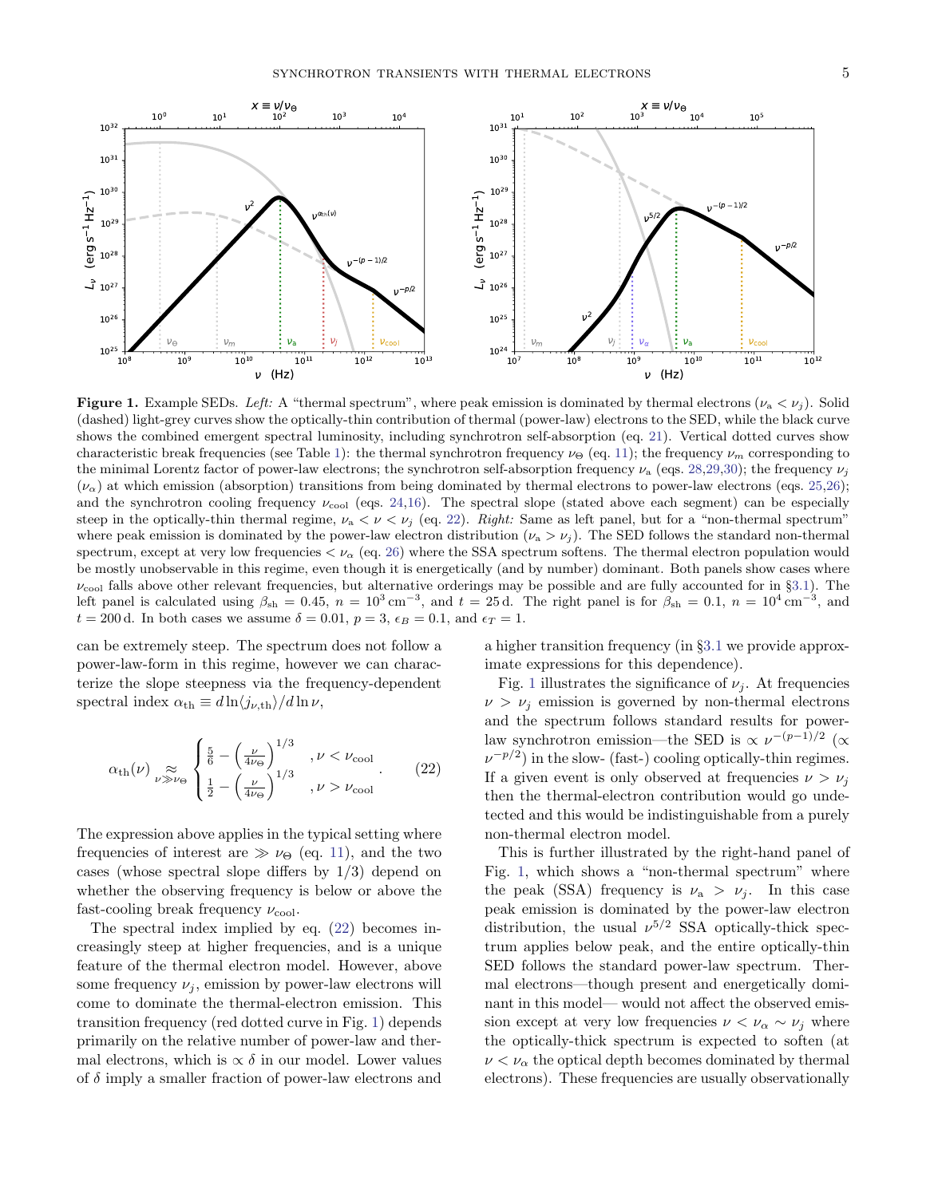**Figure 1.** Example SEDs. *Left:* A "thermal spectrum", where peak emission is dominated by thermal electrons ($\nu_{\rm a} < \nu_j$). Solid (dashed) light-grey curves show the optically-thin contribution of thermal (power-law) electrons to the SED, while the black curve shows the combined emergent spectral luminosity, including synchrotron self-absorption (eq. 21). Vertical dotted curves show characteristic break frequencies (see Table 1): the thermal synchrotron frequency $\nu_\Theta$ (eq. 11); the frequency $\nu_m$ corresponding to the minimal Lorentz factor of power-law electrons; the synchrotron self-absorption frequency $\nu_{\rm a}$ (eqs. 28,29,30); the frequency $\nu_j$ ($\nu_\alpha$) at which emission (absorption) transitions from being dominated by thermal electrons to power-law electrons (eqs. 25,26); and the synchrotron cooling frequency $\nu_{\rm cool}$ (eqs. 24,16). The spectral slope (stated above each segment) can be especially steep in the optically-thin thermal regime, $\nu_{\rm a} < \nu < \nu_j$ (eq. 22). *Right:* Same as left panel, but for a "non-thermal spectrum" where peak emission is dominated by the power-law electron distribution ($\nu_{\rm a} > \nu_j$). The SED follows the standard non-thermal spectrum, except at very low frequencies $< \nu_\alpha$ (eq. 26) where the SSA spectrum softens. The thermal electron population would be mostly unobservable in this regime, even though it is energetically (and by number) dominant. Both panels show cases where $\nu_{\rm cool}$ falls above other relevant frequencies, but alternative orderings may be possible and are fully accounted for in §3.1). The left panel is calculated using $\beta_{\rm sh} = 0.45$, $n = 10^3\,{\rm cm}^{-3}$, and $t = 25\,{\rm d}$. The right panel is for $\beta_{\rm sh} = 0.1$, $n = 10^4\,{\rm cm}^{-3}$, and $t = 200\,{\rm d}$. In both cases we assume $\delta = 0.01$, $p = 3$, $\epsilon_B = 0.1$, and $\epsilon_T = 1$.

can be extremely steep. The spectrum does not follow a power-law-form in this regime, however we can characterize the slope steepness via the frequency-dependent spectral index $\alpha_{\rm th} \equiv d\ln\langle j_{\nu,{\rm th}}\rangle / d\ln\nu$,

$$\alpha_{\rm th}(\nu) \underset{\nu \gg \nu_\Theta}{\approx} \begin{cases} \frac{5}{6} - \left(\frac{\nu}{4\nu_\Theta}\right)^{1/3} & ,\nu < \nu_{\rm cool} \\ \frac{1}{2} - \left(\frac{\nu}{4\nu_\Theta}\right)^{1/3} & ,\nu > \nu_{\rm cool} \end{cases} . \tag{22}$$

The expression above applies in the typical setting where frequencies of interest are $\gg \nu_\Theta$ (eq. 11), and the two cases (whose spectral slope differs by 1/3) depend on whether the observing frequency is below or above the fast-cooling break frequency $\nu_{\rm cool}$.

The spectral index implied by eq. (22) becomes increasingly steep at higher frequencies, and is a unique feature of the thermal electron model. However, above some frequency $\nu_j$, emission by power-law electrons will come to dominate the thermal-electron emission. This transition frequency (red dotted curve in Fig. 1) depends primarily on the relative number of power-law and thermal electrons, which is $\propto \delta$ in our model. Lower values of $\delta$ imply a smaller fraction of power-law electrons and a higher transition frequency (in §3.1 we provide approximate expressions for this dependence).

Fig. 1 illustrates the significance of $\nu_j$. At frequencies $\nu > \nu_j$ emission is governed by non-thermal electrons and the spectrum follows standard results for power-law synchrotron emission—the SED is $\propto \nu^{-(p-1)/2}$ ($\propto \nu^{-p/2}$) in the slow- (fast-) cooling optically-thin regimes. If a given event is only observed at frequencies $\nu > \nu_j$ then the thermal-electron contribution would go undetected and this would be indistinguishable from a purely non-thermal electron model.

This is further illustrated by the right-hand panel of Fig. 1, which shows a "non-thermal spectrum" where the peak (SSA) frequency is $\nu_{\rm a} > \nu_j$. In this case peak emission is dominated by the power-law electron distribution, the usual $\nu^{5/2}$ SSA optically-thick spectrum applies below peak, and the entire optically-thin SED follows the standard power-law spectrum. Thermal electrons—though present and energetically dominant in this model— would not affect the observed emission except at very low frequencies $\nu < \nu_\alpha \sim \nu_j$ where the optically-thick spectrum is expected to soften (at $\nu < \nu_\alpha$ the optical depth becomes dominated by thermal electrons). These frequencies are usually observationally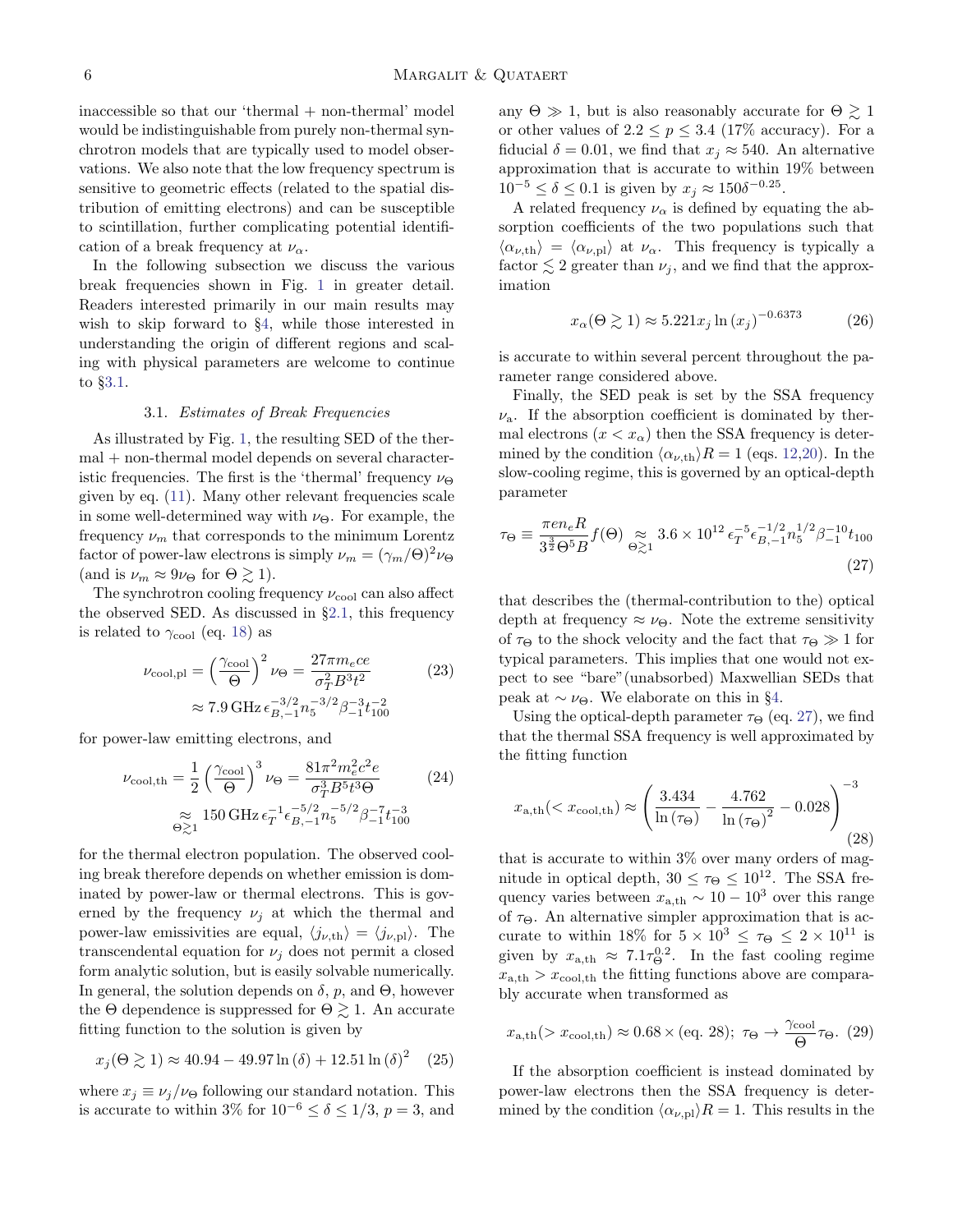inaccessible so that our 'thermal + non-thermal' model would be indistinguishable from purely non-thermal synchrotron models that are typically used to model observations. We also note that the low frequency spectrum is sensitive to geometric effects (related to the spatial distribution of emitting electrons) and can be susceptible to scintillation, further complicating potential identification of a break frequency at $\nu_\alpha$.

In the following subsection we discuss the various break frequencies shown in Fig. 1 in greater detail. Readers interested primarily in our main results may wish to skip forward to §4, while those interested in understanding the origin of different regions and scaling with physical parameters are welcome to continue to §3.1.

### 3.1. *Estimates of Break Frequencies*

As illustrated by Fig. 1, the resulting SED of the thermal + non-thermal model depends on several characteristic frequencies. The first is the 'thermal' frequency $\nu_\Theta$ given by eq. (11). Many other relevant frequencies scale in some well-determined way with $\nu_\Theta$. For example, the frequency $\nu_m$ that corresponds to the minimum Lorentz factor of power-law electrons is simply $\nu_m = (\gamma_m/\Theta)^2\nu_\Theta$ (and is $\nu_m \approx 9\nu_\Theta$ for $\Theta \gtrsim 1$).

The synchrotron cooling frequency $\nu_{\rm cool}$ can also affect the observed SED. As discussed in §2.1, this frequency is related to $\gamma_{\rm cool}$ (eq. 18) as

$$\nu_{\rm cool,pl} = \left(\frac{\gamma_{\rm cool}}{\Theta}\right)^2 \nu_\Theta = \frac{27\pi m_e c e}{\sigma_T^2 B^3 t^2} \approx 7.9\,{\rm GHz}\,\epsilon_{B,-1}^{-3/2} n_5^{-3/2} \beta_{-1}^{-3} t_{100}^{-2} \tag{23}$$

for power-law emitting electrons, and

$$\nu_{\rm cool,th} = \frac{1}{2}\left(\frac{\gamma_{\rm cool}}{\Theta}\right)^3 \nu_\Theta = \frac{81\pi^2 m_e^2 c^2 e}{\sigma_T^3 B^5 t^3 \Theta} \underset{\Theta\gtrsim1}{\approx} 150\,{\rm GHz}\,\epsilon_T^{-1}\epsilon_{B,-1}^{-5/2} n_5^{-5/2} \beta_{-1}^{-7} t_{100}^{-3} \tag{24}$$

for the thermal electron population. The observed cooling break therefore depends on whether emission is dominated by power-law or thermal electrons. This is governed by the frequency $\nu_j$ at which the thermal and power-law emissivities are equal, $\langle j_{\nu,\rm th}\rangle = \langle j_{\nu,\rm pl}\rangle$. The transcendental equation for $\nu_j$ does not permit a closed form analytic solution, but is easily solvable numerically. In general, the solution depends on $\delta$, $p$, and $\Theta$, however the $\Theta$ dependence is suppressed for $\Theta \gtrsim 1$. An accurate fitting function to the solution is given by

$$x_j(\Theta \gtrsim 1) \approx 40.94 - 49.97\ln(\delta) + 12.51\ln(\delta)^2 \tag{25}$$

where $x_j \equiv \nu_j/\nu_\Theta$ following our standard notation. This is accurate to within 3% for $10^{-6} \leq \delta \leq 1/3$, $p=3$, and any $\Theta \gg 1$, but is also reasonably accurate for $\Theta \gtrsim 1$ or other values of $2.2 \leq p \leq 3.4$ (17% accuracy). For a fiducial $\delta = 0.01$, we find that $x_j \approx 540$. An alternative approximation that is accurate to within 19% between $10^{-5} \leq \delta \leq 0.1$ is given by $x_j \approx 150\delta^{-0.25}$.

A related frequency $\nu_\alpha$ is defined by equating the absorption coefficients of the two populations such that $\langle \alpha_{\nu,\rm th}\rangle = \langle \alpha_{\nu,\rm pl}\rangle$ at $\nu_\alpha$. This frequency is typically a factor $\lesssim 2$ greater than $\nu_j$, and we find that the approximation

$$x_\alpha(\Theta \gtrsim 1) \approx 5.221 x_j \ln(x_j)^{-0.6373} \tag{26}$$

is accurate to within several percent throughout the parameter range considered above.

Finally, the SED peak is set by the SSA frequency $\nu_{\rm a}$. If the absorption coefficient is dominated by thermal electrons ($x < x_\alpha$) then the SSA frequency is determined by the condition $\langle \alpha_{\nu,\rm th}\rangle R = 1$ (eqs. 12,20). In the slow-cooling regime, this is governed by an optical-depth parameter

$$\tau_\Theta \equiv \frac{\pi e n_e R}{3^{\frac{3}{2}}\Theta^5 B} f(\Theta) \underset{\Theta\gtrsim1}{\approx} 3.6\times10^{12}\,\epsilon_T^{-5}\epsilon_{B,-1}^{-1/2} n_5^{1/2} \beta_{-1}^{-10} t_{100} \tag{27}$$

that describes the (thermal-contribution to the) optical depth at frequency $\approx \nu_\Theta$. Note the extreme sensitivity of $\tau_\Theta$ to the shock velocity and the fact that $\tau_\Theta \gg 1$ for typical parameters. This implies that one would not expect to see "bare"(unabsorbed) Maxwellian SEDs that peak at $\sim \nu_\Theta$. We elaborate on this in §4.

Using the optical-depth parameter $\tau_\Theta$ (eq. 27), we find that the thermal SSA frequency is well approximated by the fitting function

$$x_{\rm a,th}(< x_{\rm cool,th}) \approx \left(\frac{3.434}{\ln(\tau_\Theta)} - \frac{4.762}{\ln(\tau_\Theta)^2} - 0.028\right)^{-3} \tag{28}$$

that is accurate to within 3% over many orders of magnitude in optical depth, $30 \leq \tau_\Theta \leq 10^{12}$. The SSA frequency varies between $x_{\rm a,th} \sim 10-10^3$ over this range of $\tau_\Theta$. An alternative simpler approximation that is accurate to within 18% for $5\times10^3 \leq \tau_\Theta \leq 2\times10^{11}$ is given by $x_{\rm a,th} \approx 7.1\tau_\Theta^{0.2}$. In the fast cooling regime $x_{\rm a,th} > x_{\rm cool,th}$ the fitting functions above are comparably accurate when transformed as

$$x_{\rm a,th}(> x_{\rm cool,th}) \approx 0.68\times(\text{eq. 28});\;\; \tau_\Theta \rightarrow \frac{\gamma_{\rm cool}}{\Theta}\tau_\Theta. \tag{29}$$

If the absorption coefficient is instead dominated by power-law electrons then the SSA frequency is determined by the condition $\langle \alpha_{\nu,\rm pl}\rangle R = 1$. This results in the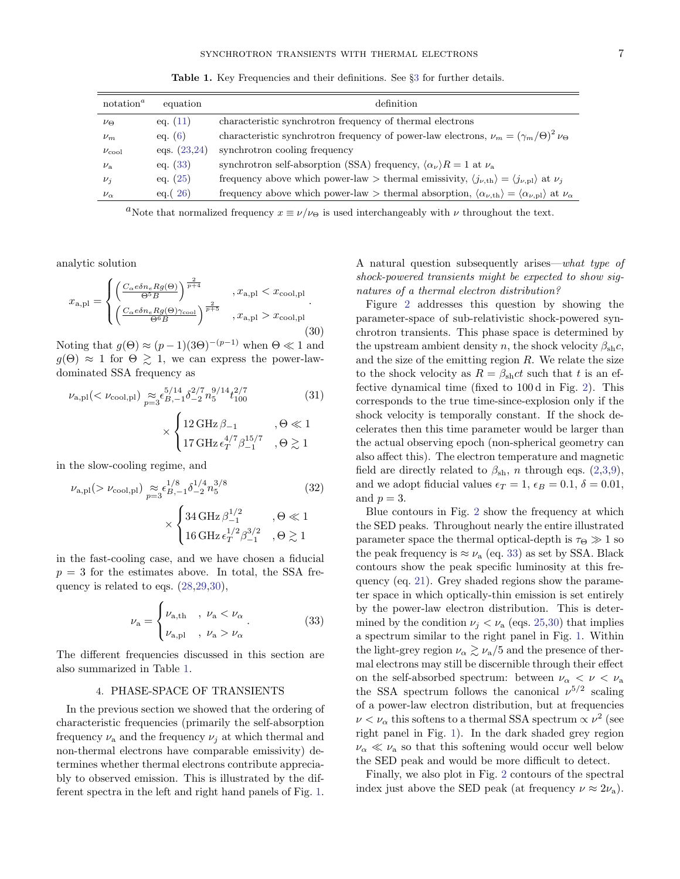**Table 1.** Key Frequencies and their definitions. See §3 for further details.

| notation[a] | equation | definition |
|---|---|---|
| $\nu_\Theta$ | eq. (11) | characteristic synchrotron frequency of thermal electrons |
| $\nu_m$ | eq. (6) | characteristic synchrotron frequency of power-law electrons, $\nu_m = (\gamma_m/\Theta)^2 \nu_\Theta$ |
| $\nu_{\rm cool}$ | eqs. (23,24) | synchrotron cooling frequency |
| $\nu_{\rm a}$ | eq. (33) | synchrotron self-absorption (SSA) frequency, $\langle\alpha_\nu\rangle R = 1$ at $\nu_{\rm a}$ |
| $\nu_j$ | eq. (25) | frequency above which power-law > thermal emissivity, $\langle j_{\nu,{\rm th}}\rangle = \langle j_{\nu,{\rm pl}}\rangle$ at $\nu_j$ |
| $\nu_\alpha$ | eq.( 26) | frequency above which power-law > thermal absorption, $\langle\alpha_{\nu,{\rm th}}\rangle = \langle\alpha_{\nu,{\rm pl}}\rangle$ at $\nu_\alpha$ |

[a]Note that normalized frequency $x \equiv \nu/\nu_\Theta$ is used interchangeably with $\nu$ throughout the text.

analytic solution

$$x_{\rm a,pl} = \begin{cases} \left(\frac{C_\alpha e \delta n_e R g(\Theta)}{\Theta^5 B}\right)^{\frac{2}{p+4}} & , x_{\rm a,pl} < x_{\rm cool,pl} \\ \left(\frac{C_\alpha e \delta n_e R g(\Theta) \gamma_{\rm cool}}{\Theta^6 B}\right)^{\frac{2}{p+5}} & , x_{\rm a,pl} > x_{\rm cool,pl} \end{cases}. \tag{30}$$

Noting that $g(\Theta) \approx (p-1)(3\Theta)^{-(p-1)}$ when $\Theta \ll 1$ and $g(\Theta) \approx 1$ for $\Theta \gtrsim 1$, we can express the power-law-dominated SSA frequency as

$$\nu_{\rm a,pl}(<\nu_{\rm cool,pl}) \underset{p=3}{\approx} \epsilon_{B,-1}^{5/14} \delta_{-2}^{2/7} n_5^{9/14} t_{100}^{2/7} \times \begin{cases} 12\,{\rm GHz}\,\beta_{-1} & , \Theta \ll 1 \\ 17\,{\rm GHz}\,\epsilon_T^{4/7} \beta_{-1}^{15/7} & , \Theta \gtrsim 1 \end{cases} \tag{31}$$

in the slow-cooling regime, and

$$\nu_{\rm a,pl}(>\nu_{\rm cool,pl}) \underset{p=3}{\approx} \epsilon_{B,-1}^{1/8} \delta_{-2}^{1/4} n_5^{3/8} \times \begin{cases} 34\,{\rm GHz}\,\beta_{-1}^{1/2} & , \Theta \ll 1 \\ 16\,{\rm GHz}\,\epsilon_T^{1/2} \beta_{-1}^{3/2} & , \Theta \gtrsim 1 \end{cases} \tag{32}$$

in the fast-cooling case, and we have chosen a fiducial $p = 3$ for the estimates above. In total, the SSA frequency is related to eqs. (28,29,30),

$$\nu_{\rm a} = \begin{cases} \nu_{\rm a,th} & , \nu_{\rm a} < \nu_\alpha \\ \nu_{\rm a,pl} & , \nu_{\rm a} > \nu_\alpha \end{cases}. \tag{33}$$

The different frequencies discussed in this section are also summarized in Table 1.

## 4. PHASE-SPACE OF TRANSIENTS

In the previous section we showed that the ordering of characteristic frequencies (primarily the self-absorption frequency $\nu_{\rm a}$ and the frequency $\nu_j$ at which thermal and non-thermal electrons have comparable emissivity) determines whether thermal electrons contribute appreciably to observed emission. This is illustrated by the different spectra in the left and right hand panels of Fig. 1. A natural question subsequently arises—*what type of shock-powered transients might be expected to show signatures of a thermal electron distribution?*

Figure 2 addresses this question by showing the parameter-space of sub-relativistic shock-powered synchrotron transients. This phase space is determined by the upstream ambient density $n$, the shock velocity $\beta_{\rm sh} c$, and the size of the emitting region $R$. We relate the size to the shock velocity as $R = \beta_{\rm sh} c t$ such that $t$ is an effective dynamical time (fixed to 100 d in Fig. 2). This corresponds to the true time-since-explosion only if the shock velocity is temporally constant. If the shock decelerates then this time parameter would be larger than the actual observing epoch (non-spherical geometry can also affect this). The electron temperature and magnetic field are directly related to $\beta_{\rm sh}$, $n$ through eqs. (2,3,9), and we adopt fiducial values $\epsilon_T = 1$, $\epsilon_B = 0.1$, $\delta = 0.01$, and $p = 3$.

Blue contours in Fig. 2 show the frequency at which the SED peaks. Throughout nearly the entire illustrated parameter space the thermal optical-depth is $\tau_\Theta \gg 1$ so the peak frequency is $\approx \nu_{\rm a}$ (eq. 33) as set by SSA. Black contours show the peak specific luminosity at this frequency (eq. 21). Grey shaded regions show the parameter space in which optically-thin emission is set entirely by the power-law electron distribution. This is determined by the condition $\nu_j < \nu_{\rm a}$ (eqs. 25,30) that implies a spectrum similar to the right panel in Fig. 1. Within the light-grey region $\nu_\alpha \gtrsim \nu_{\rm a}/5$ and the presence of thermal electrons may still be discernible through their effect on the self-absorbed spectrum: between $\nu_\alpha < \nu < \nu_{\rm a}$ the SSA spectrum follows the canonical $\nu^{5/2}$ scaling of a power-law electron distribution, but at frequencies $\nu < \nu_\alpha$ this softens to a thermal SSA spectrum $\propto \nu^2$ (see right panel in Fig. 1). In the dark shaded grey region $\nu_\alpha \ll \nu_{\rm a}$ so that this softening would occur well below the SED peak and would be more difficult to detect.

Finally, we also plot in Fig. 2 contours of the spectral index just above the SED peak (at frequency $\nu \approx 2\nu_{\rm a}$).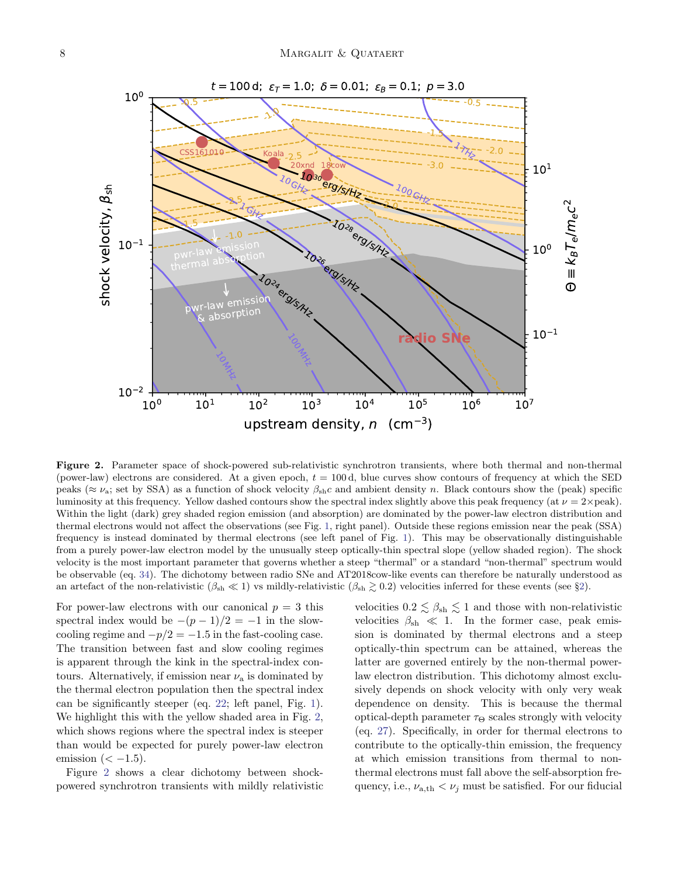**Figure 2.** Parameter space of shock-powered sub-relativistic synchrotron transients, where both thermal and non-thermal (power-law) electrons are considered. At a given epoch, $t = 100\,$d, blue curves show contours of frequency at which the SED peaks ($\approx \nu_{\rm a}$; set by SSA) as a function of shock velocity $\beta_{\rm sh} c$ and ambient density $n$. Black contours show the (peak) specific luminosity at this frequency. Yellow dashed contours show the spectral index slightly above this peak frequency (at $\nu = 2\times$peak). Within the light (dark) grey shaded region emission (and absorption) are dominated by the power-law electron distribution and thermal electrons would not affect the observations (see Fig. 1, right panel). Outside these regions emission near the peak (SSA) frequency is instead dominated by thermal electrons (see left panel of Fig. 1). This may be observationally distinguishable from a purely power-law electron model by the unusually steep optically-thin spectral slope (yellow shaded region). The shock velocity is the most important parameter that governs whether a steep "thermal" or a standard "non-thermal" spectrum would be observable (eq. 34). The dichotomy between radio SNe and AT2018cow-like events can therefore be naturally understood as an artefact of the non-relativistic ($\beta_{\rm sh} \ll 1$) vs mildly-relativistic ($\beta_{\rm sh} \gtrsim 0.2$) velocities inferred for these events (see §2).

For power-law electrons with our canonical $p = 3$ this spectral index would be $-(p-1)/2 = -1$ in the slow-cooling regime and $-p/2 = -1.5$ in the fast-cooling case. The transition between fast and slow cooling regimes is apparent through the kink in the spectral-index contours. Alternatively, if emission near $\nu_{\rm a}$ is dominated by the thermal electron population then the spectral index can be significantly steeper (eq. 22; left panel, Fig. 1). We highlight this with the yellow shaded area in Fig. 2, which shows regions where the spectral index is steeper than would be expected for purely power-law electron emission ($< -1.5$).

Figure 2 shows a clear dichotomy between shock-powered synchrotron transients with mildly relativistic velocities $0.2 \lesssim \beta_{\rm sh} \lesssim 1$ and those with non-relativistic velocities $\beta_{\rm sh} \ll 1$. In the former case, peak emission is dominated by thermal electrons and a steep optically-thin spectrum can be attained, whereas the latter are governed entirely by the non-thermal power-law electron distribution. This dichotomy almost exclusively depends on shock velocity with only very weak dependence on density. This is because the thermal optical-depth parameter $\tau_\Theta$ scales strongly with velocity (eq. 27). Specifically, in order for thermal electrons to contribute to the optically-thin emission, the frequency at which emission transitions from thermal to non-thermal electrons must fall above the self-absorption frequency, i.e., $\nu_{\rm a,th} < \nu_j$ must be satisfied. For our fiducial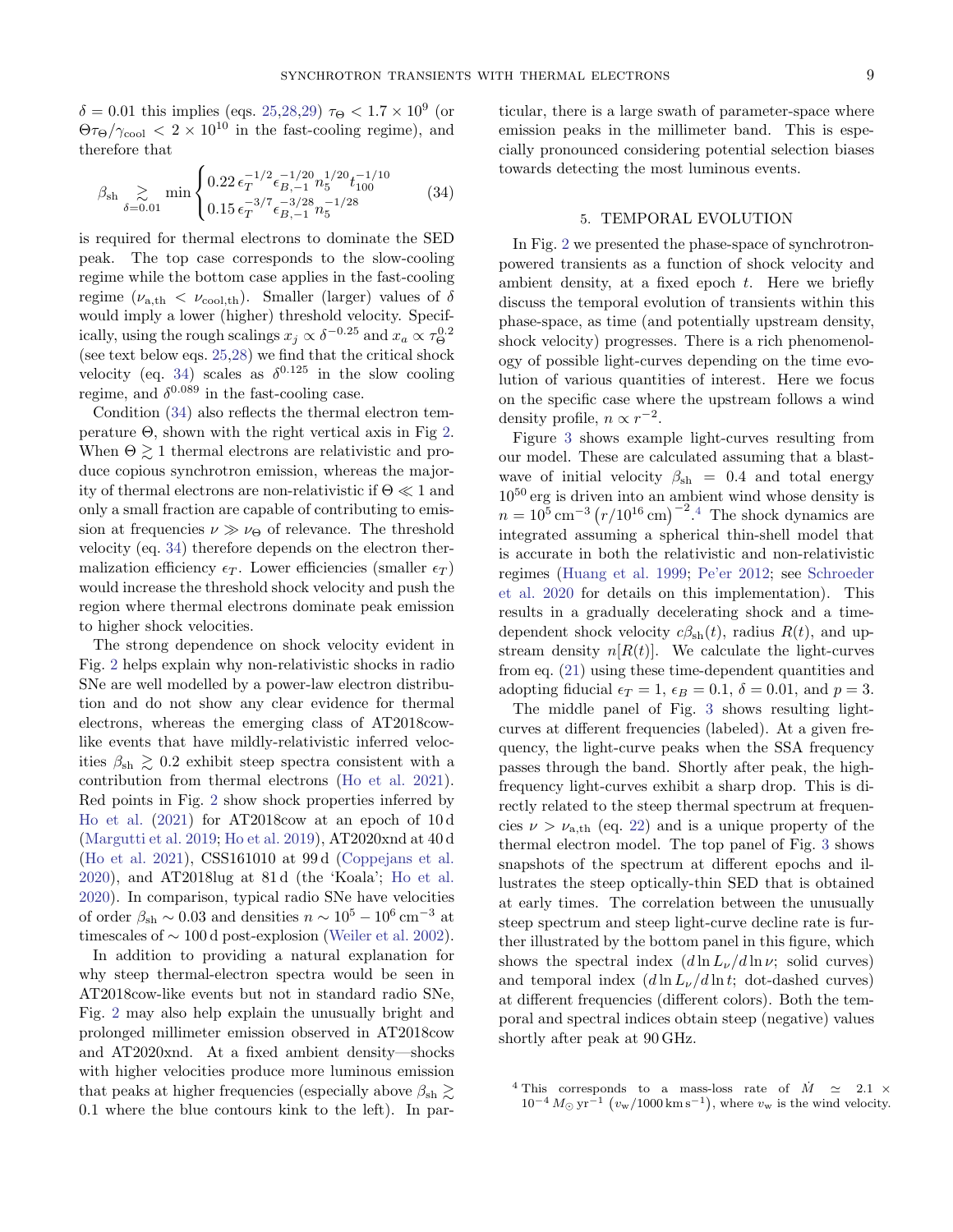$\delta = 0.01$ this implies (eqs. 25,28,29) $\tau_\Theta < 1.7 \times 10^9$ (or $\Theta\tau_\Theta/\gamma_{\rm cool} < 2 \times 10^{10}$ in the fast-cooling regime), and therefore that

$$\beta_{\rm sh} \underset{\delta=0.01}{\gtrsim} \min \begin{cases} 0.22\,\epsilon_T^{-1/2}\epsilon_{B,-1}^{-1/20} n_5^{1/20} t_{100}^{-1/10} \\ 0.15\,\epsilon_T^{-3/7}\epsilon_{B,-1}^{-3/28} n_5^{-1/28} \end{cases} \tag{34}$$

is required for thermal electrons to dominate the SED peak. The top case corresponds to the slow-cooling regime while the bottom case applies in the fast-cooling regime ($\nu_{\rm a,th} < \nu_{\rm cool,th}$). Smaller (larger) values of $\delta$ would imply a lower (higher) threshold velocity. Specifically, using the rough scalings $x_j \propto \delta^{-0.25}$ and $x_a \propto \tau_\Theta^{0.2}$ (see text below eqs. 25,28) we find that the critical shock velocity (eq. 34) scales as $\delta^{0.125}$ in the slow cooling regime, and $\delta^{0.089}$ in the fast-cooling case.

Condition (34) also reflects the thermal electron temperature $\Theta$, shown with the right vertical axis in Fig 2. When $\Theta \gtrsim 1$ thermal electrons are relativistic and produce copious synchrotron emission, whereas the majority of thermal electrons are non-relativistic if $\Theta \ll 1$ and only a small fraction are capable of contributing to emission at frequencies $\nu \gg \nu_\Theta$ of relevance. The threshold velocity (eq. 34) therefore depends on the electron thermalization efficiency $\epsilon_T$. Lower efficiencies (smaller $\epsilon_T$) would increase the threshold shock velocity and push the region where thermal electrons dominate peak emission to higher shock velocities.

The strong dependence on shock velocity evident in Fig. 2 helps explain why non-relativistic shocks in radio SNe are well modelled by a power-law electron distribution and do not show any clear evidence for thermal electrons, whereas the emerging class of AT2018cow-like events that have mildly-relativistic inferred velocities $\beta_{\rm sh} \gtrsim 0.2$ exhibit steep spectra consistent with a contribution from thermal electrons (Ho et al. 2021). Red points in Fig. 2 show shock properties inferred by Ho et al. (2021) for AT2018cow at an epoch of 10 d (Margutti et al. 2019; Ho et al. 2019), AT2020xnd at 40 d (Ho et al. 2021), CSS161010 at 99 d (Coppejans et al. 2020), and AT2018lug at 81 d (the 'Koala'; Ho et al. 2020). In comparison, typical radio SNe have velocities of order $\beta_{\rm sh} \sim 0.03$ and densities $n \sim 10^5 - 10^6\,{\rm cm}^{-3}$ at timescales of $\sim 100$ d post-explosion (Weiler et al. 2002).

In addition to providing a natural explanation for why steep thermal-electron spectra would be seen in AT2018cow-like events but not in standard radio SNe, Fig. 2 may also help explain the unusually bright and prolonged millimeter emission observed in AT2018cow and AT2020xnd. At a fixed ambient density—shocks with higher velocities produce more luminous emission that peaks at higher frequencies (especially above $\beta_{\rm sh} \gtrsim 0.1$ where the blue contours kink to the left). In particular, there is a large swath of parameter-space where emission peaks in the millimeter band. This is especially pronounced considering potential selection biases towards detecting the most luminous events.

## 5. TEMPORAL EVOLUTION

In Fig. 2 we presented the phase-space of synchrotron-powered transients as a function of shock velocity and ambient density, at a fixed epoch $t$. Here we briefly discuss the temporal evolution of transients within this phase-space, as time (and potentially upstream density, shock velocity) progresses. There is a rich phenomenology of possible light-curves depending on the time evolution of various quantities of interest. Here we focus on the specific case where the upstream follows a wind density profile, $n \propto r^{-2}$.

Figure 3 shows example light-curves resulting from our model. These are calculated assuming that a blastwave of initial velocity $\beta_{\rm sh} = 0.4$ and total energy $10^{50}$ erg is driven into an ambient wind whose density is $n = 10^5\,{\rm cm}^{-3}\left(r/10^{16}\,{\rm cm}\right)^{-2}$.[4] The shock dynamics are integrated assuming a spherical thin-shell model that is accurate in both the relativistic and non-relativistic regimes (Huang et al. 1999; Pe'er 2012; see Schroeder et al. 2020 for details on this implementation). This results in a gradually decelerating shock and a time-dependent shock velocity $c\beta_{\rm sh}(t)$, radius $R(t)$, and upstream density $n[R(t)]$. We calculate the light-curves from eq. (21) using these time-dependent quantities and adopting fiducial $\epsilon_T = 1$, $\epsilon_B = 0.1$, $\delta = 0.01$, and $p = 3$.

The middle panel of Fig. 3 shows resulting light-curves at different frequencies (labeled). At a given frequency, the light-curve peaks when the SSA frequency passes through the band. Shortly after peak, the high-frequency light-curves exhibit a sharp drop. This is directly related to the steep thermal spectrum at frequencies $\nu > \nu_{\rm a,th}$ (eq. 22) and is a unique property of the thermal electron model. The top panel of Fig. 3 shows snapshots of the spectrum at different epochs and illustrates the steep optically-thin SED that is obtained at early times. The correlation between the unusually steep spectrum and steep light-curve decline rate is further illustrated by the bottom panel in this figure, which shows the spectral index ($d\ln L_\nu/d\ln\nu$; solid curves) and temporal index ($d\ln L_\nu/d\ln t$; dot-dashed curves) at different frequencies (different colors). Both the temporal and spectral indices obtain steep (negative) values shortly after peak at 90 GHz.

[4] This corresponds to a mass-loss rate of $\dot{M} \simeq 2.1 \times 10^{-4}\,M_\odot\,{\rm yr}^{-1}\left(v_{\rm w}/1000\,{\rm km\,s}^{-1}\right)$, where $v_{\rm w}$ is the wind velocity.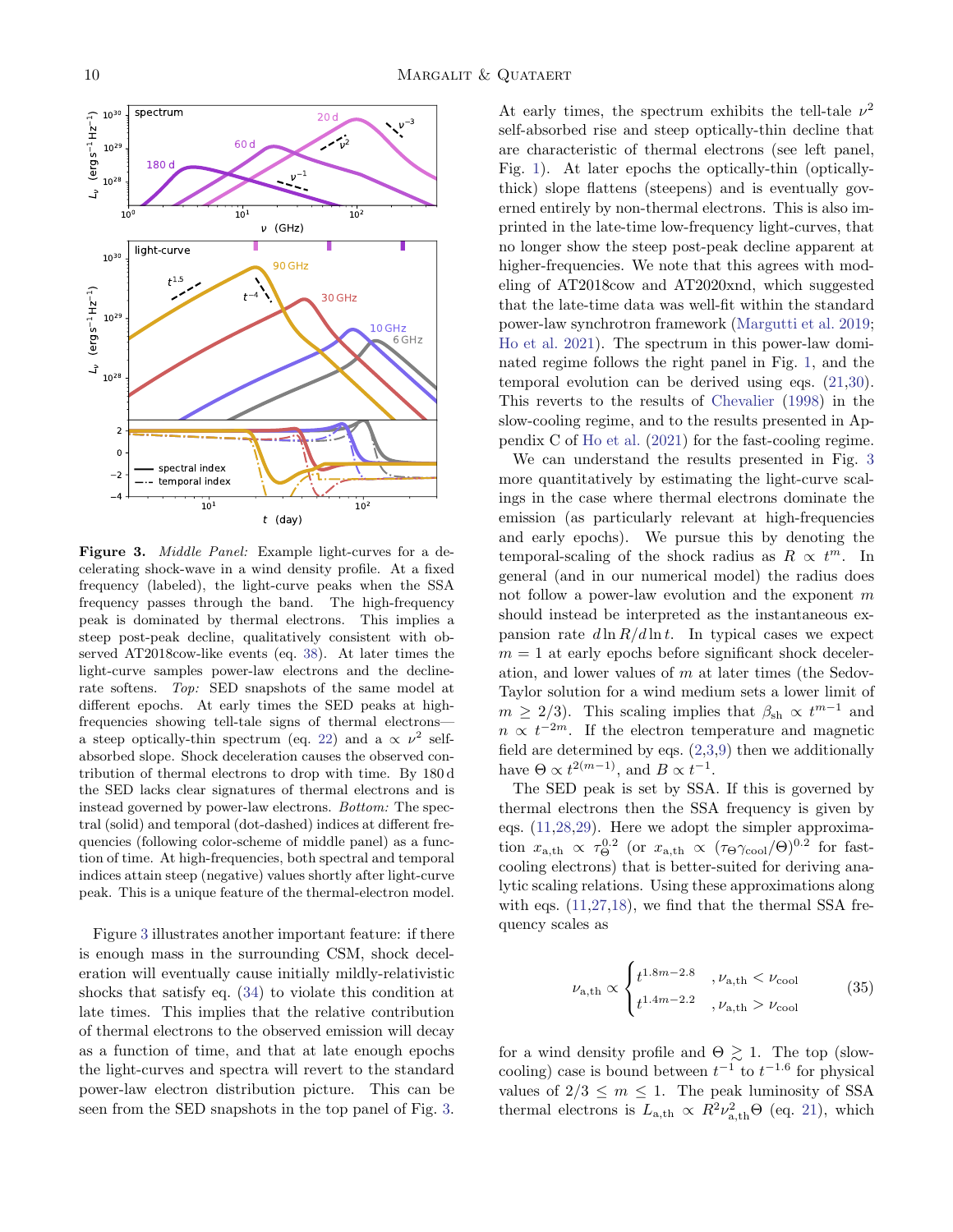**Figure 3.** *Middle Panel:* Example light-curves for a decelerating shock-wave in a wind density profile. At a fixed frequency (labeled), the light-curve peaks when the SSA frequency passes through the band. The high-frequency peak is dominated by thermal electrons. This implies a steep post-peak decline, qualitatively consistent with observed AT2018cow-like events (eq. 38). At later times the light-curve samples power-law electrons and the decline-rate softens. *Top:* SED snapshots of the same model at different epochs. At early times the SED peaks at high-frequencies showing tell-tale signs of thermal electrons—a steep optically-thin spectrum (eq. 22) and a $\propto \nu^2$ self-absorbed slope. Shock deceleration causes the observed contribution of thermal electrons to drop with time. By 180 d the SED lacks clear signatures of thermal electrons and is instead governed by power-law electrons. *Bottom:* The spectral (solid) and temporal (dot-dashed) indices at different frequencies (following color-scheme of middle panel) as a function of time. At high-frequencies, both spectral and temporal indices attain steep (negative) values shortly after light-curve peak. This is a unique feature of the thermal-electron model.

Figure 3 illustrates another important feature: if there is enough mass in the surrounding CSM, shock deceleration will eventually cause initially mildly-relativistic shocks that satisfy eq. (34) to violate this condition at late times. This implies that the relative contribution of thermal electrons to the observed emission will decay as a function of time, and that at late enough epochs the light-curves and spectra will revert to the standard power-law electron distribution picture. This can be seen from the SED snapshots in the top panel of Fig. 3. At early times, the spectrum exhibits the tell-tale $\nu^2$ self-absorbed rise and steep optically-thin decline that are characteristic of thermal electrons (see left panel, Fig. 1). At later epochs the optically-thin (optically-thick) slope flattens (steepens) and is eventually governed entirely by non-thermal electrons. This is also imprinted in the late-time low-frequency light-curves, that no longer show the steep post-peak decline apparent at higher-frequencies. We note that this agrees with modeling of AT2018cow and AT2020xnd, which suggested that the late-time data was well-fit within the standard power-law synchrotron framework (Margutti et al. 2019; Ho et al. 2021). The spectrum in this power-law dominated regime follows the right panel in Fig. 1, and the temporal evolution can be derived using eqs. (21,30). This reverts to the results of Chevalier (1998) in the slow-cooling regime, and to the results presented in Appendix C of Ho et al. (2021) for the fast-cooling regime.

We can understand the results presented in Fig. 3 more quantitatively by estimating the light-curve scalings in the case where thermal electrons dominate the emission (as particularly relevant at high-frequencies and early epochs). We pursue this by denoting the temporal-scaling of the shock radius as $R \propto t^m$. In general (and in our numerical model) the radius does not follow a power-law evolution and the exponent $m$ should instead be interpreted as the instantaneous expansion rate $d\ln R/d\ln t$. In typical cases we expect $m = 1$ at early epochs before significant shock deceleration, and lower values of $m$ at later times (the Sedov-Taylor solution for a wind medium sets a lower limit of $m \geq 2/3$). This scaling implies that $\beta_{\rm sh} \propto t^{m-1}$ and $n \propto t^{-2m}$. If the electron temperature and magnetic field are determined by eqs. (2,3,9) then we additionally have $\Theta \propto t^{2(m-1)}$, and $B \propto t^{-1}$.

The SED peak is set by SSA. If this is governed by thermal electrons then the SSA frequency is given by eqs. (11,28,29). Here we adopt the simpler approximation $x_{\rm a,th} \propto \tau_\Theta^{0.2}$ (or $x_{\rm a,th} \propto (\tau_\Theta \gamma_{\rm cool}/\Theta)^{0.2}$ for fast-cooling electrons) that is better-suited for deriving analytic scaling relations. Using these approximations along with eqs. (11,27,18), we find that the thermal SSA frequency scales as

$$
\nu_{\rm a,th} \propto \begin{cases} t^{1.8m-2.8} & ,\nu_{\rm a,th} < \nu_{\rm cool} \\ t^{1.4m-2.2} & ,\nu_{\rm a,th} > \nu_{\rm cool} \end{cases} \tag{35}
$$

for a wind density profile and $\Theta \gtrsim 1$. The top (slow-cooling) case is bound between $t^{-1}$ to $t^{-1.6}$ for physical values of $2/3 \leq m \leq 1$. The peak luminosity of SSA thermal electrons is $L_{\rm a,th} \propto R^2 \nu_{\rm a,th}^2 \Theta$ (eq. 21), which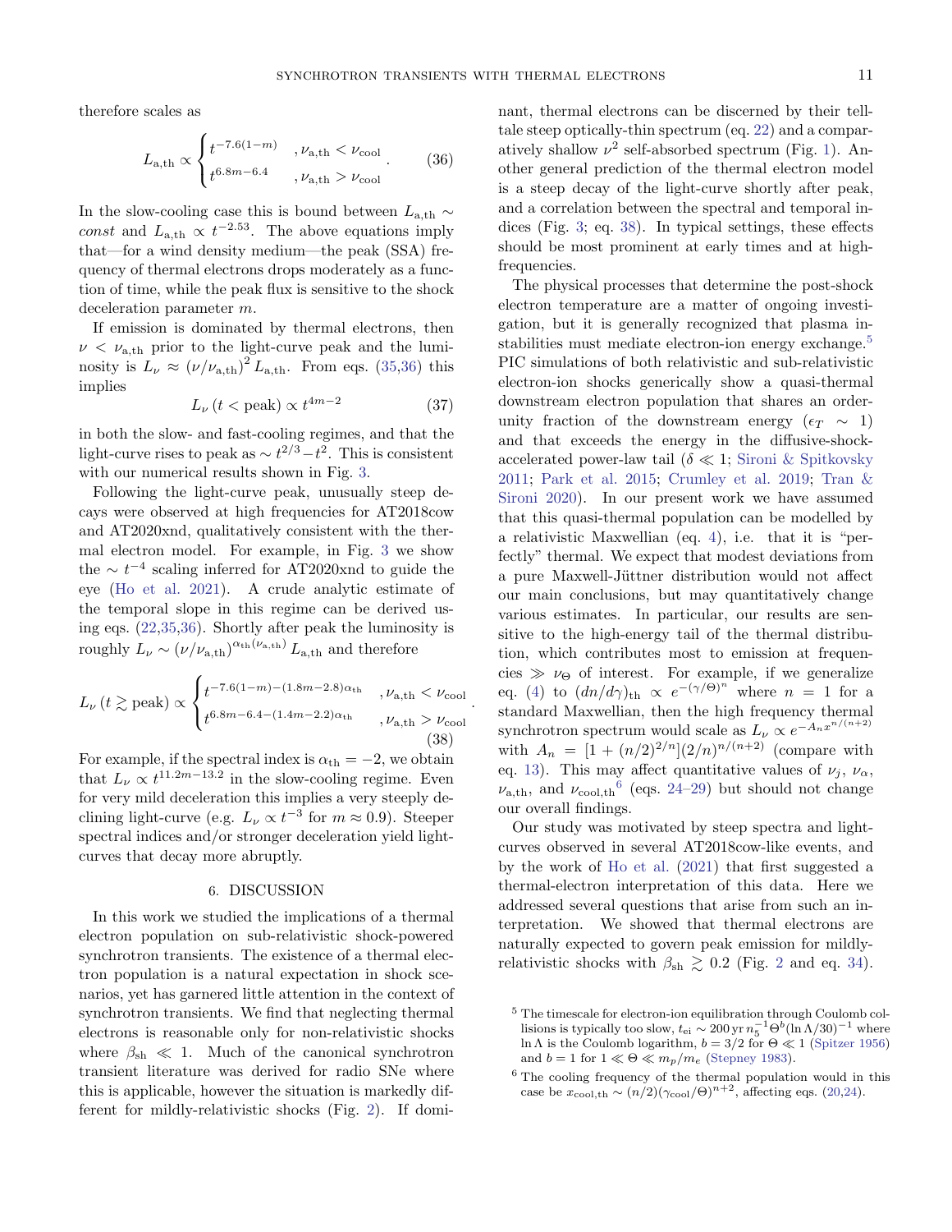therefore scales as

$$L_{\rm a,th} \propto \begin{cases} t^{-7.6(1-m)} & , \nu_{\rm a,th} < \nu_{\rm cool} \\ t^{6.8m-6.4} & , \nu_{\rm a,th} > \nu_{\rm cool} \end{cases} . \tag{36}$$

In the slow-cooling case this is bound between $L_{\rm a,th} \sim const$ and $L_{\rm a,th} \propto t^{-2.53}$. The above equations imply that—for a wind density medium—the peak (SSA) frequency of thermal electrons drops moderately as a function of time, while the peak flux is sensitive to the shock deceleration parameter $m$.

If emission is dominated by thermal electrons, then $\nu < \nu_{\rm a,th}$ prior to the light-curve peak and the luminosity is $L_\nu \approx (\nu/\nu_{\rm a,th})^2 L_{\rm a,th}$. From eqs. (35,36) this implies

$$L_\nu \,(t < {\rm peak}) \propto t^{4m-2} \tag{37}$$

in both the slow- and fast-cooling regimes, and that the light-curve rises to peak as $\sim t^{2/3} - t^2$. This is consistent with our numerical results shown in Fig. 3.

Following the light-curve peak, unusually steep decays were observed at high frequencies for AT2018cow and AT2020xnd, qualitatively consistent with the thermal electron model. For example, in Fig. 3 we show the $\sim t^{-4}$ scaling inferred for AT2020xnd to guide the eye (Ho et al. 2021). A crude analytic estimate of the temporal slope in this regime can be derived using eqs. (22,35,36). Shortly after peak the luminosity is roughly $L_\nu \sim (\nu/\nu_{\rm a,th})^{\alpha_{\rm th}(\nu_{\rm a,th})} L_{\rm a,th}$ and therefore

$$L_\nu \,(t \gtrsim {\rm peak}) \propto \begin{cases} t^{-7.6(1-m)-(1.8m-2.8)\alpha_{\rm th}} & , \nu_{\rm a,th} < \nu_{\rm cool} \\ t^{6.8m-6.4-(1.4m-2.2)\alpha_{\rm th}} & , \nu_{\rm a,th} > \nu_{\rm cool} \end{cases} . \tag{38}$$

For example, if the spectral index is $\alpha_{\rm th} = -2$, we obtain that $L_\nu \propto t^{11.2m-13.2}$ in the slow-cooling regime. Even for very mild deceleration this implies a very steeply declining light-curve (e.g. $L_\nu \propto t^{-3}$ for $m \approx 0.9$). Steeper spectral indices and/or stronger deceleration yield light-curves that decay more abruptly.

## 6. DISCUSSION

In this work we studied the implications of a thermal electron population on sub-relativistic shock-powered synchrotron transients. The existence of a thermal electron population is a natural expectation in shock scenarios, yet has garnered little attention in the context of synchrotron transients. We find that neglecting thermal electrons is reasonable only for non-relativistic shocks where $\beta_{\rm sh} \ll 1$. Much of the canonical synchrotron transient literature was derived for radio SNe where this is applicable, however the situation is markedly different for mildly-relativistic shocks (Fig. 2). If dominant, thermal electrons can be discerned by their telltale steep optically-thin spectrum (eq. 22) and a comparatively shallow $\nu^2$ self-absorbed spectrum (Fig. 1). Another general prediction of the thermal electron model is a steep decay of the light-curve shortly after peak, and a correlation between the spectral and temporal indices (Fig. 3; eq. 38). In typical settings, these effects should be most prominent at early times and at high-frequencies.

The physical processes that determine the post-shock electron temperature are a matter of ongoing investigation, but it is generally recognized that plasma instabilities must mediate electron-ion energy exchange.[5] PIC simulations of both relativistic and sub-relativistic electron-ion shocks generically show a quasi-thermal downstream electron population that shares an order-unity fraction of the downstream energy ($\epsilon_T \sim 1$) and that exceeds the energy in the diffusive-shock-accelerated power-law tail ($\delta \ll 1$; Sironi & Spitkovsky 2011; Park et al. 2015; Crumley et al. 2019; Tran & Sironi 2020). In our present work we have assumed that this quasi-thermal population can be modelled by a relativistic Maxwellian (eq. 4), i.e. that it is "perfectly" thermal. We expect that modest deviations from a pure Maxwell-Jüttner distribution would not affect our main conclusions, but may quantitatively change various estimates. In particular, our results are sensitive to the high-energy tail of the thermal distribution, which contributes most to emission at frequencies $\gg \nu_\Theta$ of interest. For example, if we generalize eq. (4) to $(dn/d\gamma)_{\rm th} \propto e^{-(\gamma/\Theta)^n}$ where $n = 1$ for a standard Maxwellian, then the high frequency thermal synchrotron spectrum would scale as $L_\nu \propto e^{-A_n x^{n/(n+2)}}$ with $A_n = [1 + (n/2)^{2/n}](2/n)^{n/(n+2)}$ (compare with eq. 13). This may affect quantitative values of $\nu_j$, $\nu_\alpha$, $\nu_{\rm a,th}$, and $\nu_{\rm cool,th}$[6] (eqs. 24–29) but should not change our overall findings.

Our study was motivated by steep spectra and light-curves observed in several AT2018cow-like events, and by the work of Ho et al. (2021) that first suggested a thermal-electron interpretation of this data. Here we addressed several questions that arise from such an interpretation. We showed that thermal electrons are naturally expected to govern peak emission for mildly-relativistic shocks with $\beta_{\rm sh} \gtrsim 0.2$ (Fig. 2 and eq. 34).

[5] The timescale for electron-ion equilibration through Coulomb collisions is typically too slow, $t_{\rm ei} \sim 200\,{\rm yr}\, n_5^{-1} \Theta^b (\ln\Lambda/30)^{-1}$ where $\ln\Lambda$ is the Coulomb logarithm, $b = 3/2$ for $\Theta \ll 1$ (Spitzer 1956) and $b = 1$ for $1 \ll \Theta \ll m_p/m_e$ (Stepney 1983).

[6] The cooling frequency of the thermal population would in this case be $x_{\rm cool,th} \sim (n/2)(\gamma_{\rm cool}/\Theta)^{n+2}$, affecting eqs. (20,24).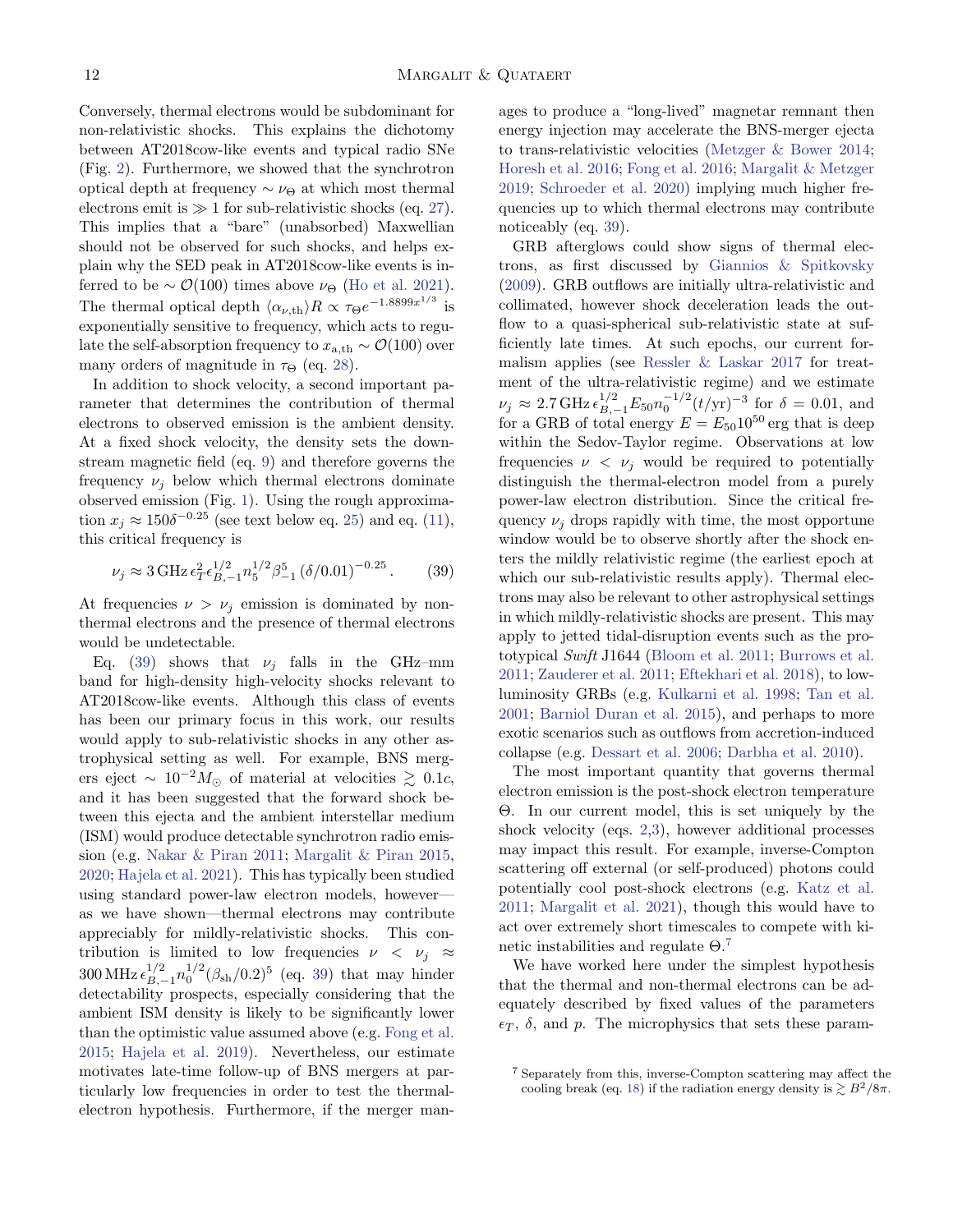Conversely, thermal electrons would be subdominant for non-relativistic shocks. This explains the dichotomy between AT2018cow-like events and typical radio SNe (Fig. 2). Furthermore, we showed that the synchrotron optical depth at frequency $\sim \nu_\Theta$ at which most thermal electrons emit is $\gg 1$ for sub-relativistic shocks (eq. 27). This implies that a "bare" (unabsorbed) Maxwellian should not be observed for such shocks, and helps explain why the SED peak in AT2018cow-like events is inferred to be $\sim \mathcal{O}(100)$ times above $\nu_\Theta$ (Ho et al. 2021). The thermal optical depth $\langle \alpha_{\nu,\rm th} \rangle R \propto \tau_\Theta e^{-1.8899 x^{1/3}}$ is exponentially sensitive to frequency, which acts to regulate the self-absorption frequency to $x_{\rm a,th} \sim \mathcal{O}(100)$ over many orders of magnitude in $\tau_\Theta$ (eq. 28).

In addition to shock velocity, a second important parameter that determines the contribution of thermal electrons to observed emission is the ambient density. At a fixed shock velocity, the density sets the downstream magnetic field (eq. 9) and therefore governs the frequency $\nu_j$ below which thermal electrons dominate observed emission (Fig. 1). Using the rough approximation $x_j \approx 150\delta^{-0.25}$ (see text below eq. 25) and eq. (11), this critical frequency is

$$\nu_j \approx 3\,{\rm GHz}\,\epsilon_T^2 \epsilon_{B,-1}^{1/2} n_5^{1/2} \beta_{-1}^5 \left(\delta/0.01\right)^{-0.25}. \qquad (39)$$

At frequencies $\nu > \nu_j$ emission is dominated by non-thermal electrons and the presence of thermal electrons would be undetectable.

Eq. (39) shows that $\nu_j$ falls in the GHz–mm band for high-density high-velocity shocks relevant to AT2018cow-like events. Although this class of events has been our primary focus in this work, our results would apply to sub-relativistic shocks in any other astrophysical setting as well. For example, BNS mergers eject $\sim 10^{-2} M_\odot$ of material at velocities $\gtrsim 0.1c$, and it has been suggested that the forward shock between this ejecta and the ambient interstellar medium (ISM) would produce detectable synchrotron radio emission (e.g. Nakar & Piran 2011; Margalit & Piran 2015, 2020; Hajela et al. 2021). This has typically been studied using standard power-law electron models, however—as we have shown—thermal electrons may contribute appreciably for mildly-relativistic shocks. This contribution is limited to low frequencies $\nu < \nu_j \approx 300\,{\rm MHz}\,\epsilon_{B,-1}^{1/2} n_0^{1/2} (\beta_{\rm sh}/0.2)^5$ (eq. 39) that may hinder detectability prospects, especially considering that the ambient ISM density is likely to be significantly lower than the optimistic value assumed above (e.g. Fong et al. 2015; Hajela et al. 2019). Nevertheless, our estimate motivates late-time follow-up of BNS mergers at particularly low frequencies in order to test the thermal-electron hypothesis. Furthermore, if the merger manages to produce a "long-lived" magnetar remnant then energy injection may accelerate the BNS-merger ejecta to trans-relativistic velocities (Metzger & Bower 2014; Horesh et al. 2016; Fong et al. 2016; Margalit & Metzger 2019; Schroeder et al. 2020) implying much higher frequencies up to which thermal electrons may contribute noticeably (eq. 39).

GRB afterglows could show signs of thermal electrons, as first discussed by Giannios & Spitkovsky (2009). GRB outflows are initially ultra-relativistic and collimated, however shock deceleration leads the outflow to a quasi-spherical sub-relativistic state at sufficiently late times. At such epochs, our current formalism applies (see Ressler & Laskar 2017 for treatment of the ultra-relativistic regime) and we estimate $\nu_j \approx 2.7\,{\rm GHz}\,\epsilon_{B,-1}^{1/2} E_{50} n_0^{-1/2} (t/{\rm yr})^{-3}$ for $\delta = 0.01$, and for a GRB of total energy $E = E_{50} 10^{50}$ erg that is deep within the Sedov-Taylor regime. Observations at low frequencies $\nu < \nu_j$ would be required to potentially distinguish the thermal-electron model from a purely power-law electron distribution. Since the critical frequency $\nu_j$ drops rapidly with time, the most opportune window would be to observe shortly after the shock enters the mildly relativistic regime (the earliest epoch at which our sub-relativistic results apply). Thermal electrons may also be relevant to other astrophysical settings in which mildly-relativistic shocks are present. This may apply to jetted tidal-disruption events such as the prototypical *Swift* J1644 (Bloom et al. 2011; Burrows et al. 2011; Zauderer et al. 2011; Eftekhari et al. 2018), to low-luminosity GRBs (e.g. Kulkarni et al. 1998; Tan et al. 2001; Barniol Duran et al. 2015), and perhaps to more exotic scenarios such as outflows from accretion-induced collapse (e.g. Dessart et al. 2006; Darbha et al. 2010).

The most important quantity that governs thermal electron emission is the post-shock electron temperature $\Theta$. In our current model, this is set uniquely by the shock velocity (eqs. 2,3), however additional processes may impact this result. For example, inverse-Compton scattering off external (or self-produced) photons could potentially cool post-shock electrons (e.g. Katz et al. 2011; Margalit et al. 2021), though this would have to act over extremely short timescales to compete with kinetic instabilities and regulate $\Theta$.[7]

We have worked here under the simplest hypothesis that the thermal and non-thermal electrons can be adequately described by fixed values of the parameters $\epsilon_T$, $\delta$, and $p$. The microphysics that sets these param-

[7] Separately from this, inverse-Compton scattering may affect the cooling break (eq. 18) if the radiation energy density is $\gtrsim B^2/8\pi$.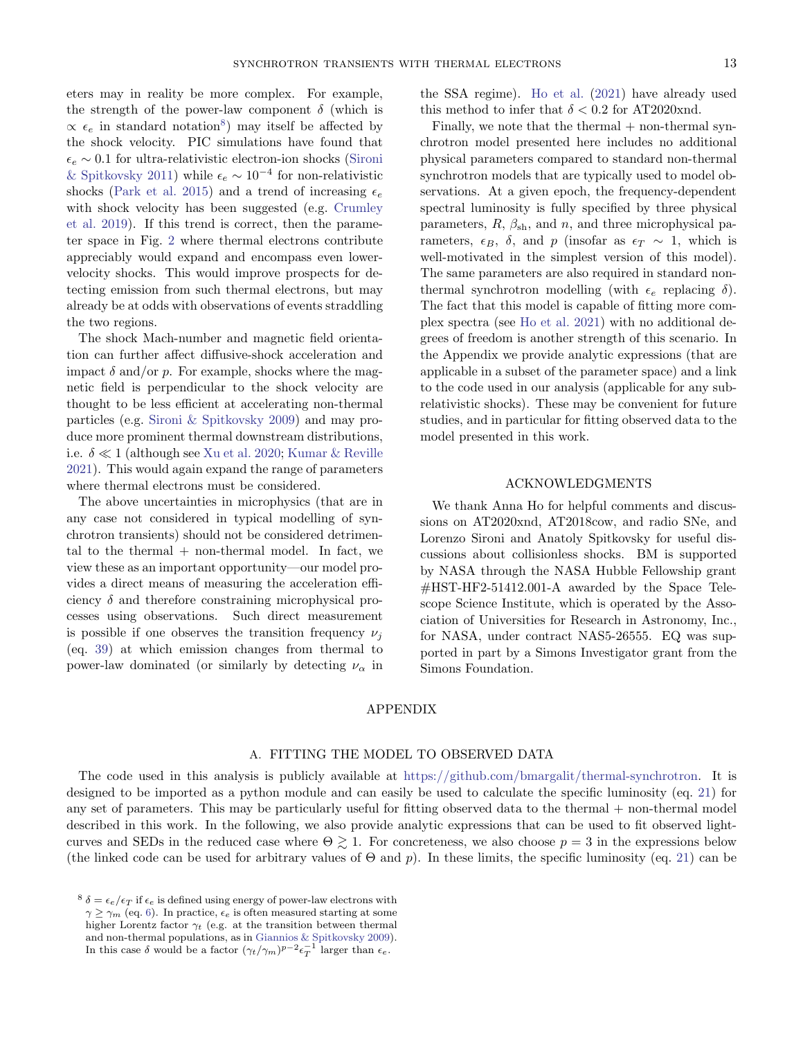eters may in reality be more complex. For example, the strength of the power-law component $\delta$ (which is $\propto \epsilon_e$ in standard notation[8]) may itself be affected by the shock velocity. PIC simulations have found that $\epsilon_e \sim 0.1$ for ultra-relativistic electron-ion shocks (Sironi & Spitkovsky 2011) while $\epsilon_e \sim 10^{-4}$ for non-relativistic shocks (Park et al. 2015) and a trend of increasing $\epsilon_e$ with shock velocity has been suggested (e.g. Crumley et al. 2019). If this trend is correct, then the parameter space in Fig. 2 where thermal electrons contribute appreciably would expand and encompass even lower-velocity shocks. This would improve prospects for detecting emission from such thermal electrons, but may already be at odds with observations of events straddling the two regions.

The shock Mach-number and magnetic field orientation can further affect diffusive-shock acceleration and impact $\delta$ and/or $p$. For example, shocks where the magnetic field is perpendicular to the shock velocity are thought to be less efficient at accelerating non-thermal particles (e.g. Sironi & Spitkovsky 2009) and may produce more prominent thermal downstream distributions, i.e. $\delta \ll 1$ (although see Xu et al. 2020; Kumar & Reville 2021). This would again expand the range of parameters where thermal electrons must be considered.

The above uncertainties in microphysics (that are in any case not considered in typical modelling of synchrotron transients) should not be considered detrimental to the thermal + non-thermal model. In fact, we view these as an important opportunity—our model provides a direct means of measuring the acceleration efficiency $\delta$ and therefore constraining microphysical processes using observations. Such direct measurement is possible if one observes the transition frequency $\nu_j$ (eq. 39) at which emission changes from thermal to power-law dominated (or similarly by detecting $\nu_\alpha$ in the SSA regime). Ho et al. (2021) have already used this method to infer that $\delta < 0.2$ for AT2020xnd.

Finally, we note that the thermal + non-thermal synchrotron model presented here includes no additional physical parameters compared to standard non-thermal synchrotron models that are typically used to model observations. At a given epoch, the frequency-dependent spectral luminosity is fully specified by three physical parameters, $R$, $\beta_{\rm sh}$, and $n$, and three microphysical parameters, $\epsilon_B$, $\delta$, and $p$ (insofar as $\epsilon_T \sim 1$, which is well-motivated in the simplest version of this model). The same parameters are also required in standard non-thermal synchrotron modelling (with $\epsilon_e$ replacing $\delta$). The fact that this model is capable of fitting more complex spectra (see Ho et al. 2021) with no additional degrees of freedom is another strength of this scenario. In the Appendix we provide analytic expressions (that are applicable in a subset of the parameter space) and a link to the code used in our analysis (applicable for any sub-relativistic shocks). These may be convenient for future studies, and in particular for fitting observed data to the model presented in this work.

## ACKNOWLEDGMENTS

We thank Anna Ho for helpful comments and discussions on AT2020xnd, AT2018cow, and radio SNe, and Lorenzo Sironi and Anatoly Spitkovsky for useful discussions about collisionless shocks. BM is supported by NASA through the NASA Hubble Fellowship grant #HST-HF2-51412.001-A awarded by the Space Telescope Science Institute, which is operated by the Association of Universities for Research in Astronomy, Inc., for NASA, under contract NAS5-26555. EQ was supported in part by a Simons Investigator grant from the Simons Foundation.

# APPENDIX

## A. FITTING THE MODEL TO OBSERVED DATA

The code used in this analysis is publicly available at https://github.com/bmargalit/thermal-synchrotron. It is designed to be imported as a python module and can easily be used to calculate the specific luminosity (eq. 21) for any set of parameters. This may be particularly useful for fitting observed data to the thermal + non-thermal model described in this work. In the following, we also provide analytic expressions that can be used to fit observed light-curves and SEDs in the reduced case where $\Theta \gtrsim 1$. For concreteness, we also choose $p = 3$ in the expressions below (the linked code can be used for arbitrary values of $\Theta$ and $p$). In these limits, the specific luminosity (eq. 21) can be

[8] $\delta = \epsilon_e/\epsilon_T$ if $\epsilon_e$ is defined using energy of power-law electrons with $\gamma \geq \gamma_m$ (eq. 6). In practice, $\epsilon_e$ is often measured starting at some higher Lorentz factor $\gamma_t$ (e.g. at the transition between thermal and non-thermal populations, as in Giannios & Spitkovsky 2009). In this case $\delta$ would be a factor $(\gamma_t/\gamma_m)^{p-2}\epsilon_T^{-1}$ larger than $\epsilon_e$.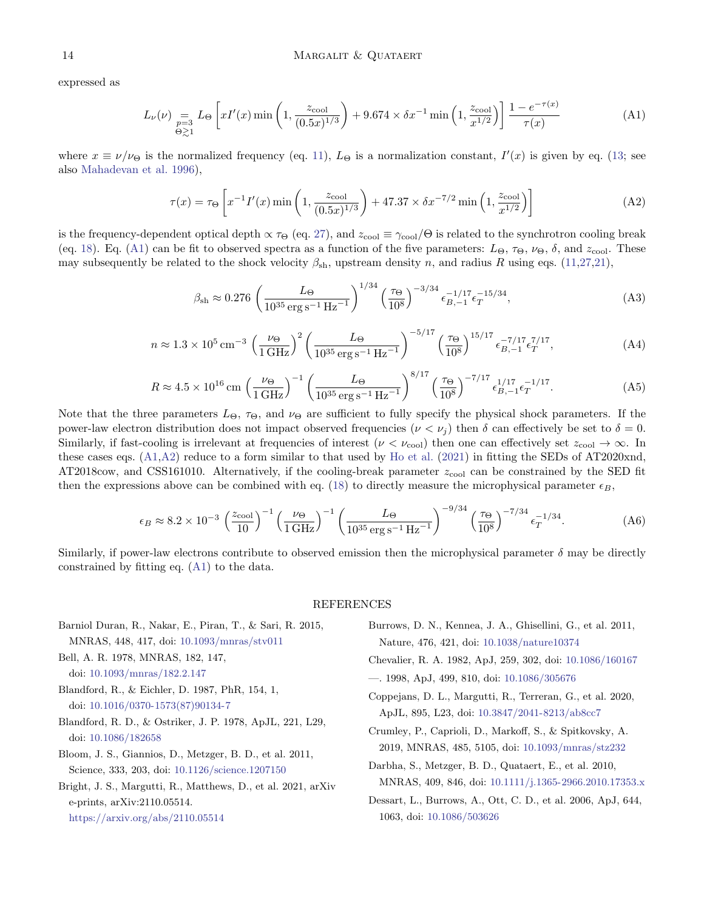expressed as

$$L_\nu(\nu) \underset{\substack{p=3 \\ \Theta \gtrsim 1}}{=} L_\Theta \left[ x I'(x) \min\left(1, \frac{z_{\rm cool}}{(0.5x)^{1/3}}\right) + 9.674 \times \delta x^{-1} \min\left(1, \frac{z_{\rm cool}}{x^{1/2}}\right) \right] \frac{1 - e^{-\tau(x)}}{\tau(x)} \tag{A1}$$

where $x \equiv \nu/\nu_\Theta$ is the normalized frequency (eq. 11), $L_\Theta$ is a normalization constant, $I'(x)$ is given by eq. (13; see also Mahadevan et al. 1996),

$$\tau(x) = \tau_\Theta \left[ x^{-1} I'(x) \min\left(1, \frac{z_{\rm cool}}{(0.5x)^{1/3}}\right) + 47.37 \times \delta x^{-7/2} \min\left(1, \frac{z_{\rm cool}}{x^{1/2}}\right) \right] \tag{A2}$$

is the frequency-dependent optical depth $\propto \tau_\Theta$ (eq. 27), and $z_{\rm cool} \equiv \gamma_{\rm cool}/\Theta$ is related to the synchrotron cooling break (eq. 18). Eq. (A1) can be fit to observed spectra as a function of the five parameters: $L_\Theta$, $\tau_\Theta$, $\nu_\Theta$, $\delta$, and $z_{\rm cool}$. These may subsequently be related to the shock velocity $\beta_{\rm sh}$, upstream density $n$, and radius $R$ using eqs. (11,27,21),

$$\beta_{\rm sh} \approx 0.276 \left( \frac{L_\Theta}{10^{35}\,{\rm erg\,s^{-1}\,Hz^{-1}}} \right)^{1/34} \left( \frac{\tau_\Theta}{10^8} \right)^{-3/34} \epsilon_{B,-1}^{-1/17} \epsilon_T^{-15/34}, \tag{A3}$$

$$n \approx 1.3 \times 10^5\,{\rm cm^{-3}} \left( \frac{\nu_\Theta}{1\,{\rm GHz}} \right)^2 \left( \frac{L_\Theta}{10^{35}\,{\rm erg\,s^{-1}\,Hz^{-1}}} \right)^{-5/17} \left( \frac{\tau_\Theta}{10^8} \right)^{15/17} \epsilon_{B,-1}^{-7/17} \epsilon_T^{7/17}, \tag{A4}$$

$$R \approx 4.5 \times 10^{16}\,{\rm cm} \left( \frac{\nu_\Theta}{1\,{\rm GHz}} \right)^{-1} \left( \frac{L_\Theta}{10^{35}\,{\rm erg\,s^{-1}\,Hz^{-1}}} \right)^{8/17} \left( \frac{\tau_\Theta}{10^8} \right)^{-7/17} \epsilon_{B,-1}^{1/17} \epsilon_T^{-1/17}. \tag{A5}$$

Note that the three parameters $L_\Theta$, $\tau_\Theta$, and $\nu_\Theta$ are sufficient to fully specify the physical shock parameters. If the power-law electron distribution does not impact observed frequencies ($\nu < \nu_j$) then $\delta$ can effectively be set to $\delta = 0$. Similarly, if fast-cooling is irrelevant at frequencies of interest ($\nu < \nu_{\rm cool}$) then one can effectively set $z_{\rm cool} \to \infty$. In these cases eqs. (A1,A2) reduce to a form similar to that used by Ho et al. (2021) in fitting the SEDs of AT2020xnd, AT2018cow, and CSS161010. Alternatively, if the cooling-break parameter $z_{\rm cool}$ can be constrained by the SED fit then the expressions above can be combined with eq. (18) to directly measure the microphysical parameter $\epsilon_B$,

$$\epsilon_B \approx 8.2 \times 10^{-3} \left( \frac{z_{\rm cool}}{10} \right)^{-1} \left( \frac{\nu_\Theta}{1\,{\rm GHz}} \right)^{-1} \left( \frac{L_\Theta}{10^{35}\,{\rm erg\,s^{-1}\,Hz^{-1}}} \right)^{-9/34} \left( \frac{\tau_\Theta}{10^8} \right)^{-7/34} \epsilon_T^{-1/34}. \tag{A6}$$

Similarly, if power-law electrons contribute to observed emission then the microphysical parameter $\delta$ may be directly constrained by fitting eq. (A1) to the data.

## REFERENCES

Barniol Duran, R., Nakar, E., Piran, T., & Sari, R. 2015, MNRAS, 448, 417, doi: 10.1093/mnras/stv011

Bell, A. R. 1978, MNRAS, 182, 147, doi: 10.1093/mnras/182.2.147

Blandford, R., & Eichler, D. 1987, PhR, 154, 1, doi: 10.1016/0370-1573(87)90134-7

Blandford, R. D., & Ostriker, J. P. 1978, ApJL, 221, L29, doi: 10.1086/182658

Bloom, J. S., Giannios, D., Metzger, B. D., et al. 2011, Science, 333, 203, doi: 10.1126/science.1207150

Bright, J. S., Margutti, R., Matthews, D., et al. 2021, arXiv e-prints, arXiv:2110.05514. https://arxiv.org/abs/2110.05514

Burrows, D. N., Kennea, J. A., Ghisellini, G., et al. 2011, Nature, 476, 421, doi: 10.1038/nature10374

Chevalier, R. A. 1982, ApJ, 259, 302, doi: 10.1086/160167

—. 1998, ApJ, 499, 810, doi: 10.1086/305676

Coppejans, D. L., Margutti, R., Terreran, G., et al. 2020, ApJL, 895, L23, doi: 10.3847/2041-8213/ab8cc7

Crumley, P., Caprioli, D., Markoff, S., & Spitkovsky, A. 2019, MNRAS, 485, 5105, doi: 10.1093/mnras/stz232

Darbha, S., Metzger, B. D., Quataert, E., et al. 2010, MNRAS, 409, 846, doi: 10.1111/j.1365-2966.2010.17353.x

Dessart, L., Burrows, A., Ott, C. D., et al. 2006, ApJ, 644, 1063, doi: 10.1086/503626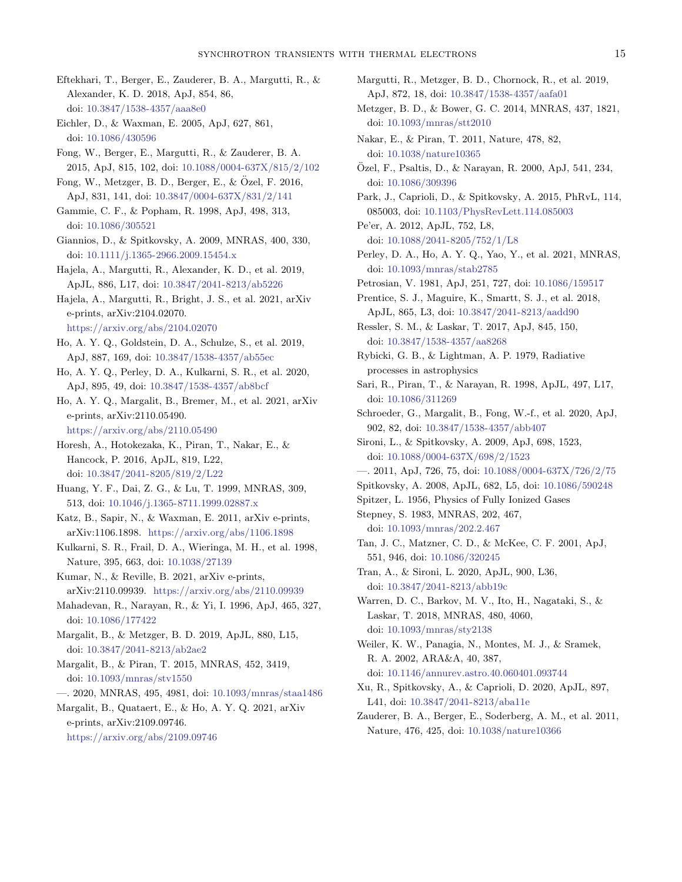Eftekhari, T., Berger, E., Zauderer, B. A., Margutti, R., & Alexander, K. D. 2018, ApJ, 854, 86, doi: 10.3847/1538-4357/aaa8e0

Eichler, D., & Waxman, E. 2005, ApJ, 627, 861, doi: 10.1086/430596

Fong, W., Berger, E., Margutti, R., & Zauderer, B. A. 2015, ApJ, 815, 102, doi: 10.1088/0004-637X/815/2/102

Fong, W., Metzger, B. D., Berger, E., & Özel, F. 2016, ApJ, 831, 141, doi: 10.3847/0004-637X/831/2/141

Gammie, C. F., & Popham, R. 1998, ApJ, 498, 313, doi: 10.1086/305521

Giannios, D., & Spitkovsky, A. 2009, MNRAS, 400, 330, doi: 10.1111/j.1365-2966.2009.15454.x

Hajela, A., Margutti, R., Alexander, K. D., et al. 2019, ApJL, 886, L17, doi: 10.3847/2041-8213/ab5226

Hajela, A., Margutti, R., Bright, J. S., et al. 2021, arXiv e-prints, arXiv:2104.02070. https://arxiv.org/abs/2104.02070

Ho, A. Y. Q., Goldstein, D. A., Schulze, S., et al. 2019, ApJ, 887, 169, doi: 10.3847/1538-4357/ab55ec

Ho, A. Y. Q., Perley, D. A., Kulkarni, S. R., et al. 2020, ApJ, 895, 49, doi: 10.3847/1538-4357/ab8bcf

Ho, A. Y. Q., Margalit, B., Bremer, M., et al. 2021, arXiv e-prints, arXiv:2110.05490. https://arxiv.org/abs/2110.05490

Horesh, A., Hotokezaka, K., Piran, T., Nakar, E., & Hancock, P. 2016, ApJL, 819, L22, doi: 10.3847/2041-8205/819/2/L22

Huang, Y. F., Dai, Z. G., & Lu, T. 1999, MNRAS, 309, 513, doi: 10.1046/j.1365-8711.1999.02887.x

Katz, B., Sapir, N., & Waxman, E. 2011, arXiv e-prints, arXiv:1106.1898. https://arxiv.org/abs/1106.1898

Kulkarni, S. R., Frail, D. A., Wieringa, M. H., et al. 1998, Nature, 395, 663, doi: 10.1038/27139

Kumar, N., & Reville, B. 2021, arXiv e-prints, arXiv:2110.09939. https://arxiv.org/abs/2110.09939

Mahadevan, R., Narayan, R., & Yi, I. 1996, ApJ, 465, 327, doi: 10.1086/177422

Margalit, B., & Metzger, B. D. 2019, ApJL, 880, L15, doi: 10.3847/2041-8213/ab2ae2

Margalit, B., & Piran, T. 2015, MNRAS, 452, 3419, doi: 10.1093/mnras/stv1550

—. 2020, MNRAS, 495, 4981, doi: 10.1093/mnras/staa1486

Margalit, B., Quataert, E., & Ho, A. Y. Q. 2021, arXiv e-prints, arXiv:2109.09746. https://arxiv.org/abs/2109.09746

Margutti, R., Metzger, B. D., Chornock, R., et al. 2019, ApJ, 872, 18, doi: 10.3847/1538-4357/aafa01

Metzger, B. D., & Bower, G. C. 2014, MNRAS, 437, 1821, doi: 10.1093/mnras/stt2010

Nakar, E., & Piran, T. 2011, Nature, 478, 82, doi: 10.1038/nature10365

Özel, F., Psaltis, D., & Narayan, R. 2000, ApJ, 541, 234, doi: 10.1086/309396

Park, J., Caprioli, D., & Spitkovsky, A. 2015, PhRvL, 114, 085003, doi: 10.1103/PhysRevLett.114.085003

Pe'er, A. 2012, ApJL, 752, L8, doi: 10.1088/2041-8205/752/1/L8

Perley, D. A., Ho, A. Y. Q., Yao, Y., et al. 2021, MNRAS, doi: 10.1093/mnras/stab2785

Petrosian, V. 1981, ApJ, 251, 727, doi: 10.1086/159517

Prentice, S. J., Maguire, K., Smartt, S. J., et al. 2018, ApJL, 865, L3, doi: 10.3847/2041-8213/aadd90

Ressler, S. M., & Laskar, T. 2017, ApJ, 845, 150, doi: 10.3847/1538-4357/aa8268

Rybicki, G. B., & Lightman, A. P. 1979, Radiative processes in astrophysics

Sari, R., Piran, T., & Narayan, R. 1998, ApJL, 497, L17, doi: 10.1086/311269

Schroeder, G., Margalit, B., Fong, W.-f., et al. 2020, ApJ, 902, 82, doi: 10.3847/1538-4357/abb407

Sironi, L., & Spitkovsky, A. 2009, ApJ, 698, 1523, doi: 10.1088/0004-637X/698/2/1523

—. 2011, ApJ, 726, 75, doi: 10.1088/0004-637X/726/2/75

Spitkovsky, A. 2008, ApJL, 682, L5, doi: 10.1086/590248

Spitzer, L. 1956, Physics of Fully Ionized Gases

Stepney, S. 1983, MNRAS, 202, 467, doi: 10.1093/mnras/202.2.467

Tan, J. C., Matzner, C. D., & McKee, C. F. 2001, ApJ, 551, 946, doi: 10.1086/320245

Tran, A., & Sironi, L. 2020, ApJL, 900, L36, doi: 10.3847/2041-8213/abb19c

Warren, D. C., Barkov, M. V., Ito, H., Nagataki, S., & Laskar, T. 2018, MNRAS, 480, 4060, doi: 10.1093/mnras/sty2138

Weiler, K. W., Panagia, N., Montes, M. J., & Sramek, R. A. 2002, ARA&A, 40, 387, doi: 10.1146/annurev.astro.40.060401.093744

Xu, R., Spitkovsky, A., & Caprioli, D. 2020, ApJL, 897, L41, doi: 10.3847/2041-8213/aba11e

Zauderer, B. A., Berger, E., Soderberg, A. M., et al. 2011, Nature, 476, 425, doi: 10.1038/nature10366